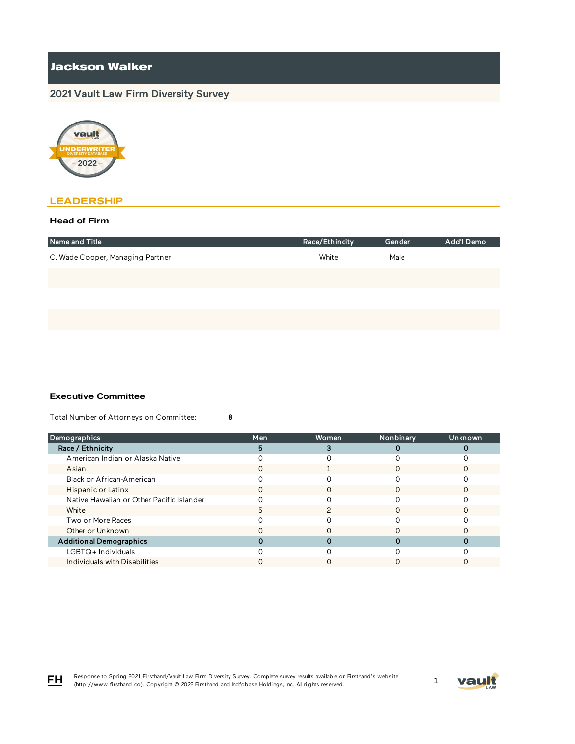# Jackson Walker

## 2021 Vault Law Firm Diversity Survey

## LEADERSHIP

### Head of Firm

| Name and Title | Race/Ethincity | Gender | Add'l Demo |
|---|---|---|---|
| C. Wade Cooper, Managing Partner | White | Male | |
| | | | |
| | | | |

### Executive Committee

Total Number of Attorneys on Committee: **8**

| Demographics | Men | Women | Nonbinary | Unknown |
|---|---|---|---|---|
| **Race / Ethnicity** | **5** | **3** | **0** | **0** |
| American Indian or Alaska Native | 0 | 0 | 0 | 0 |
| Asian | 0 | 1 | 0 | 0 |
| Black or African-American | 0 | 0 | 0 | 0 |
| Hispanic or Latinx | 0 | 0 | 0 | 0 |
| Native Hawaiian or Other Pacific Islander | 0 | 0 | 0 | 0 |
| White | 5 | 2 | 0 | 0 |
| Two or More Races | 0 | 0 | 0 | 0 |
| Other or Unknown | 0 | 0 | 0 | 0 |
| **Additional Demographics** | **0** | **0** | **0** | **0** |
| LGBTQ+ Individuals | 0 | 0 | 0 | 0 |
| Individuals with Disabilities | 0 | 0 | 0 | 0 |

Response to Spring 2021 Firsthand/Vault Law Firm Diversity Survey. Complete survey results available on Firsthand's website (http://www.firsthand.co). Copyright © 2022 Firsthand and Infobase Holdings, Inc. All rights reserved.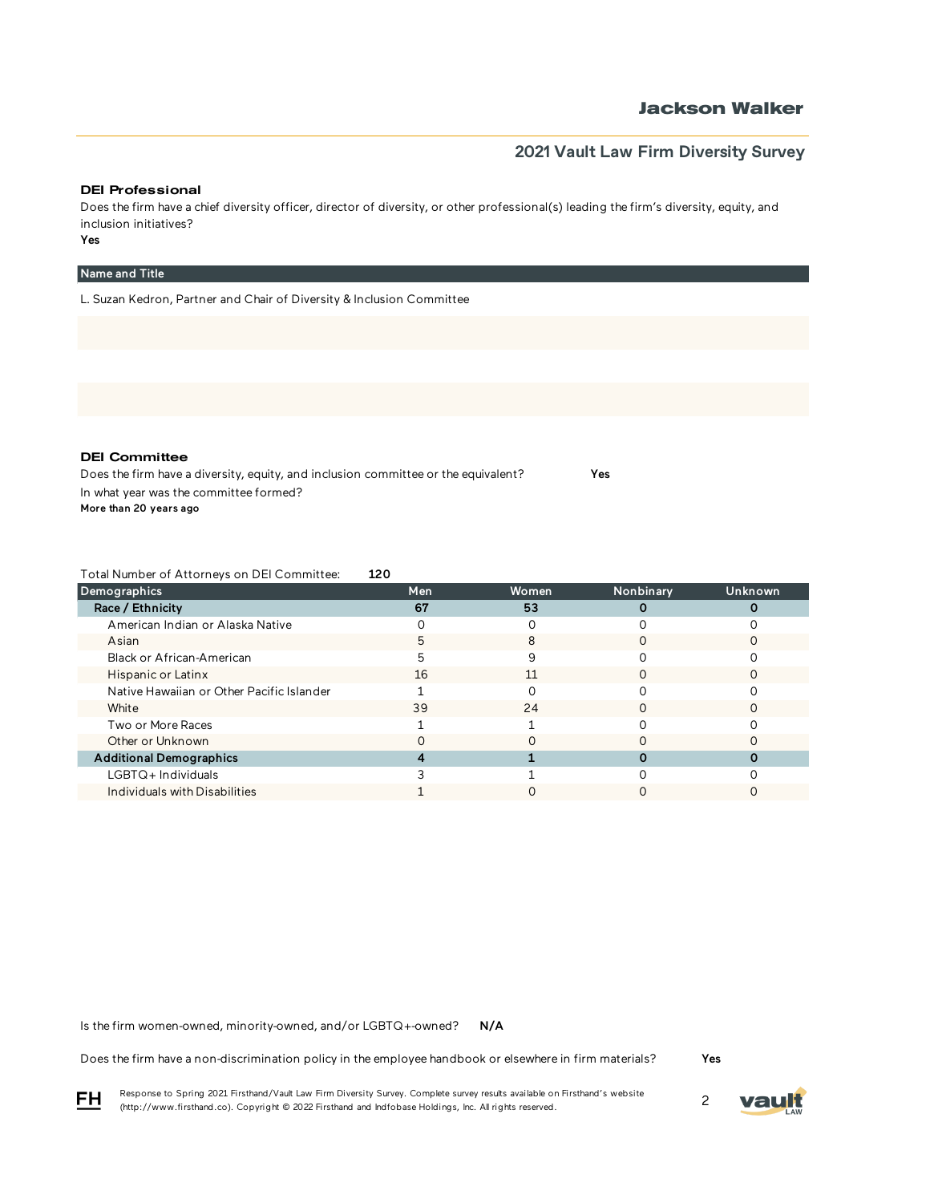## DEI Professional

Does the firm have a chief diversity officer, director of diversity, or other professional(s) leading the firm's diversity, equity, and inclusion initiatives?

**Yes**

| Name and Title |
|---|
| L. Suzan Kedron, Partner and Chair of Diversity & Inclusion Committee |
| |
| |

## DEI Committee

Does the firm have a diversity, equity, and inclusion committee or the equivalent? **Yes**

In what year was the committee formed?

**More than 20 years ago**

Total Number of Attorneys on DEI Committee: **120**

| Demographics | Men | Women | Nonbinary | Unknown |
|---|---|---|---|---|
| **Race / Ethnicity** | **67** | **53** | **0** | **0** |
| American Indian or Alaska Native | 0 | 0 | 0 | 0 |
| Asian | 5 | 8 | 0 | 0 |
| Black or African-American | 5 | 9 | 0 | 0 |
| Hispanic or Latinx | 16 | 11 | 0 | 0 |
| Native Hawaiian or Other Pacific Islander | 1 | 0 | 0 | 0 |
| White | 39 | 24 | 0 | 0 |
| Two or More Races | 1 | 1 | 0 | 0 |
| Other or Unknown | 0 | 0 | 0 | 0 |
| **Additional Demographics** | **4** | **1** | **0** | **0** |
| LGBTQ+ Individuals | 3 | 1 | 0 | 0 |
| Individuals with Disabilities | 1 | 0 | 0 | 0 |

Is the firm women-owned, minority-owned, and/or LGBTQ+-owned? **N/A**

Does the firm have a non-discrimination policy in the employee handbook or elsewhere in firm materials? **Yes**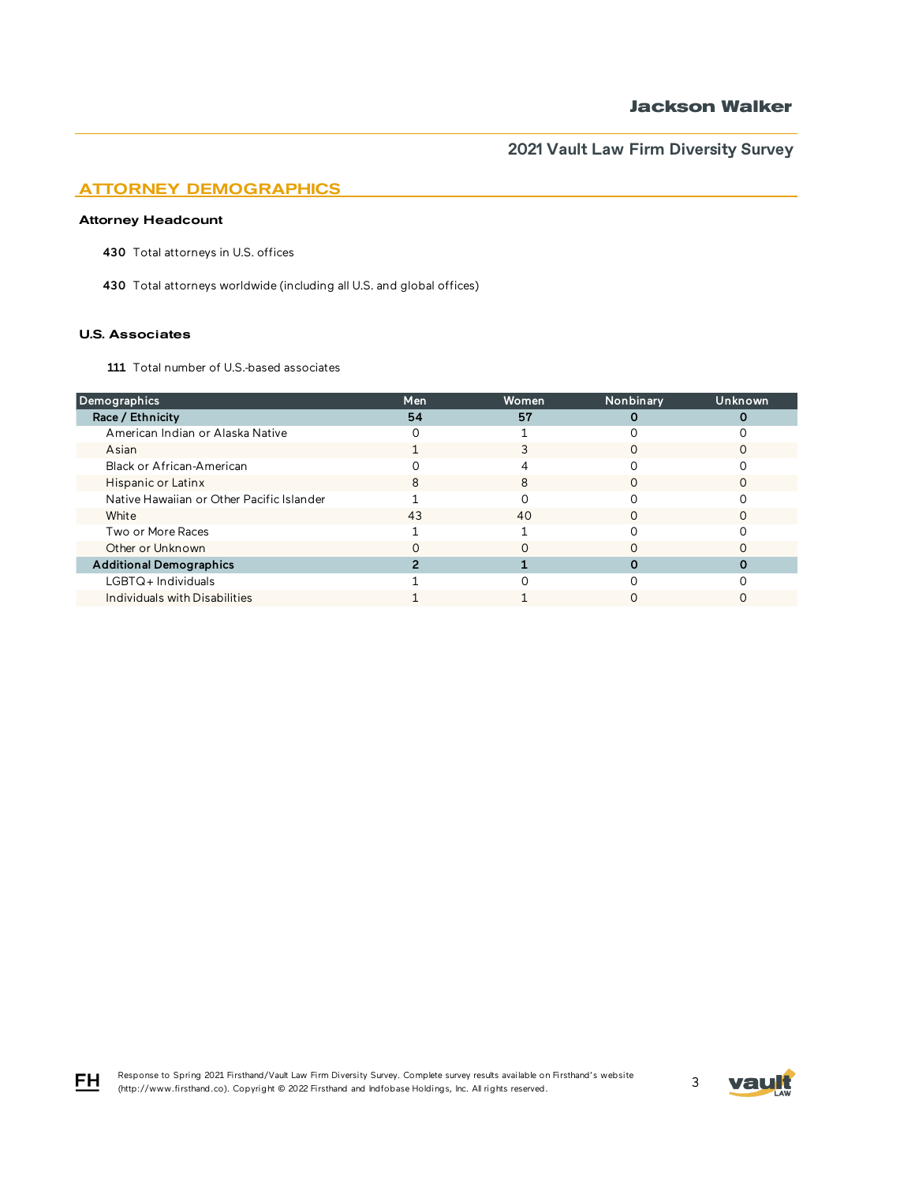## ATTORNEY DEMOGRAPHICS

### Attorney Headcount

**430** Total attorneys in U.S. offices

**430** Total attorneys worldwide (including all U.S. and global offices)

### U.S. Associates

**111** Total number of U.S.-based associates

| Demographics | Men | Women | Nonbinary | Unknown |
|---|---|---|---|---|
| **Race / Ethnicity** | **54** | **57** | **0** | **0** |
| American Indian or Alaska Native | 0 | 1 | 0 | 0 |
| Asian | 1 | 3 | 0 | 0 |
| Black or African-American | 0 | 4 | 0 | 0 |
| Hispanic or Latinx | 8 | 8 | 0 | 0 |
| Native Hawaiian or Other Pacific Islander | 1 | 0 | 0 | 0 |
| White | 43 | 40 | 0 | 0 |
| Two or More Races | 1 | 1 | 0 | 0 |
| Other or Unknown | 0 | 0 | 0 | 0 |
| **Additional Demographics** | **2** | **1** | **0** | **0** |
| LGBTQ+ Individuals | 1 | 0 | 0 | 0 |
| Individuals with Disabilities | 1 | 1 | 0 | 0 |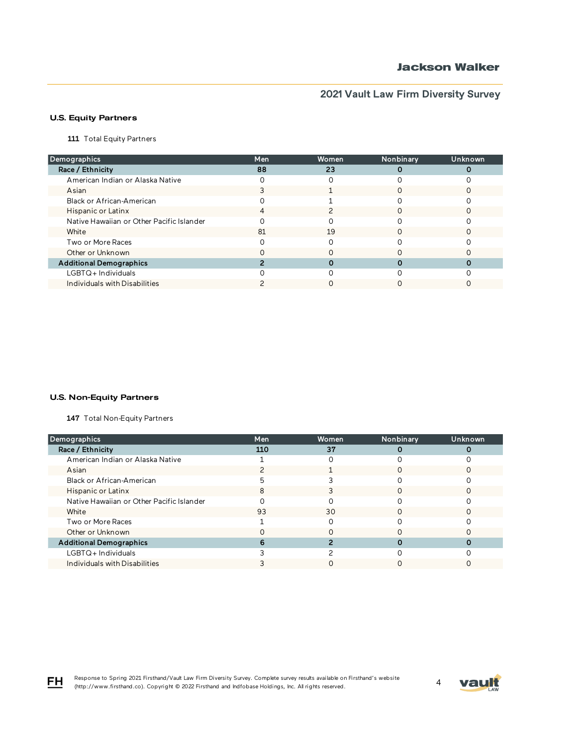## U.S. Equity Partners

**111** Total Equity Partners

| Demographics | Men | Women | Nonbinary | Unknown |
|---|---|---|---|---|
| **Race / Ethnicity** | **88** | **23** | **0** | **0** |
| American Indian or Alaska Native | 0 | 0 | 0 | 0 |
| Asian | 3 | 1 | 0 | 0 |
| Black or African-American | 0 | 1 | 0 | 0 |
| Hispanic or Latinx | 4 | 2 | 0 | 0 |
| Native Hawaiian or Other Pacific Islander | 0 | 0 | 0 | 0 |
| White | 81 | 19 | 0 | 0 |
| Two or More Races | 0 | 0 | 0 | 0 |
| Other or Unknown | 0 | 0 | 0 | 0 |
| **Additional Demographics** | **2** | **0** | **0** | **0** |
| LGBTQ+ Individuals | 0 | 0 | 0 | 0 |
| Individuals with Disabilities | 2 | 0 | 0 | 0 |

## U.S. Non-Equity Partners

**147** Total Non-Equity Partners

| Demographics | Men | Women | Nonbinary | Unknown |
|---|---|---|---|---|
| **Race / Ethnicity** | **110** | **37** | **0** | **0** |
| American Indian or Alaska Native | 1 | 0 | 0 | 0 |
| Asian | 2 | 1 | 0 | 0 |
| Black or African-American | 5 | 3 | 0 | 0 |
| Hispanic or Latinx | 8 | 3 | 0 | 0 |
| Native Hawaiian or Other Pacific Islander | 0 | 0 | 0 | 0 |
| White | 93 | 30 | 0 | 0 |
| Two or More Races | 1 | 0 | 0 | 0 |
| Other or Unknown | 0 | 0 | 0 | 0 |
| **Additional Demographics** | **6** | **2** | **0** | **0** |
| LGBTQ+ Individuals | 3 | 2 | 0 | 0 |
| Individuals with Disabilities | 3 | 0 | 0 | 0 |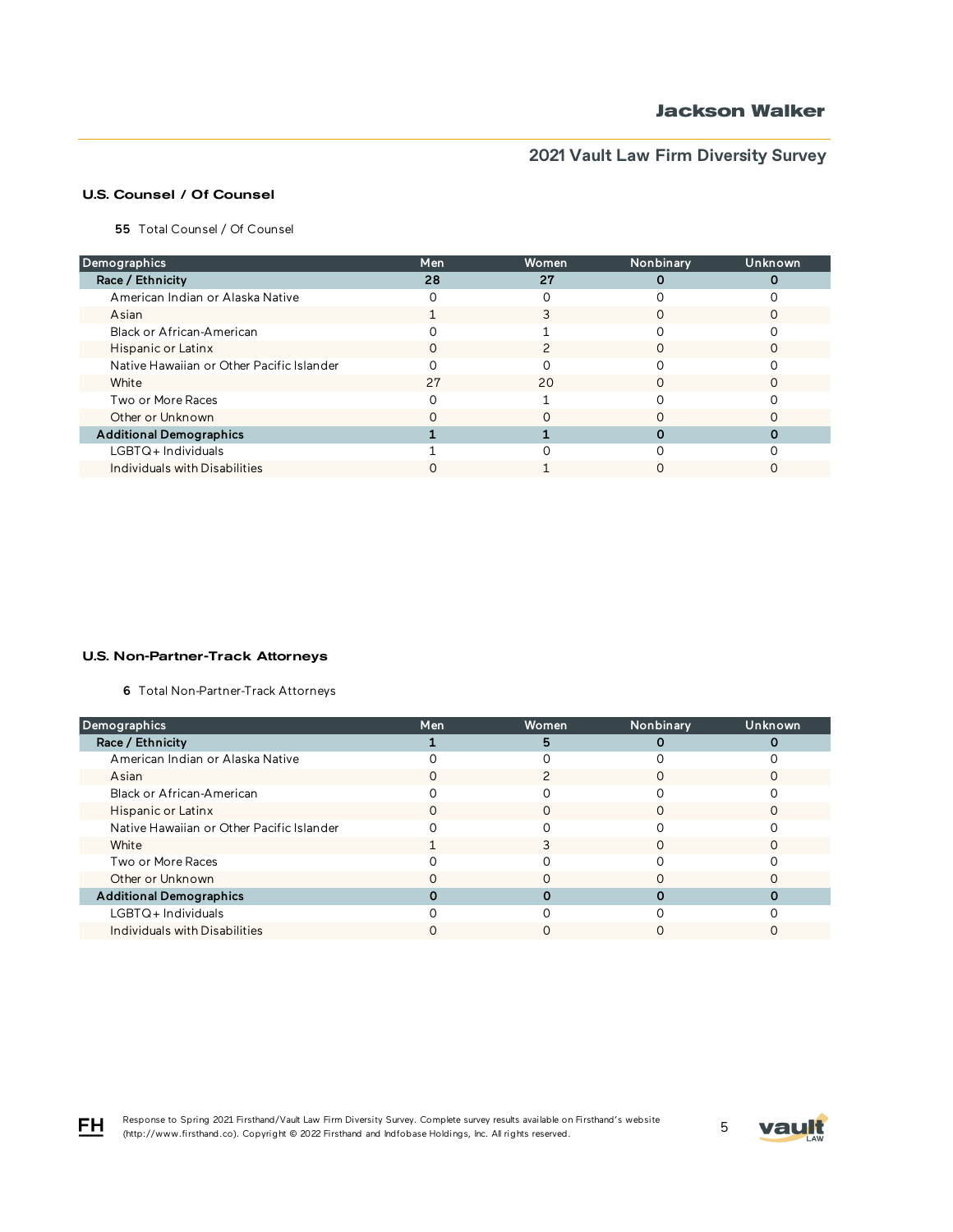## U.S. Counsel / Of Counsel

**55** Total Counsel / Of Counsel

| Demographics | Men | Women | Nonbinary | Unknown |
|---|---|---|---|---|
| **Race / Ethnicity** | **28** | **27** | **0** | **0** |
| American Indian or Alaska Native | 0 | 0 | 0 | 0 |
| Asian | 1 | 3 | 0 | 0 |
| Black or African-American | 0 | 1 | 0 | 0 |
| Hispanic or Latinx | 0 | 2 | 0 | 0 |
| Native Hawaiian or Other Pacific Islander | 0 | 0 | 0 | 0 |
| White | 27 | 20 | 0 | 0 |
| Two or More Races | 0 | 1 | 0 | 0 |
| Other or Unknown | 0 | 0 | 0 | 0 |
| **Additional Demographics** | **1** | **1** | **0** | **0** |
| LGBTQ+ Individuals | 1 | 0 | 0 | 0 |
| Individuals with Disabilities | 0 | 1 | 0 | 0 |

## U.S. Non-Partner-Track Attorneys

**6** Total Non-Partner-Track Attorneys

| Demographics | Men | Women | Nonbinary | Unknown |
|---|---|---|---|---|
| **Race / Ethnicity** | **1** | **5** | **0** | **0** |
| American Indian or Alaska Native | 0 | 0 | 0 | 0 |
| Asian | 0 | 2 | 0 | 0 |
| Black or African-American | 0 | 0 | 0 | 0 |
| Hispanic or Latinx | 0 | 0 | 0 | 0 |
| Native Hawaiian or Other Pacific Islander | 0 | 0 | 0 | 0 |
| White | 1 | 3 | 0 | 0 |
| Two or More Races | 0 | 0 | 0 | 0 |
| Other or Unknown | 0 | 0 | 0 | 0 |
| **Additional Demographics** | **0** | **0** | **0** | **0** |
| LGBTQ+ Individuals | 0 | 0 | 0 | 0 |
| Individuals with Disabilities | 0 | 0 | 0 | 0 |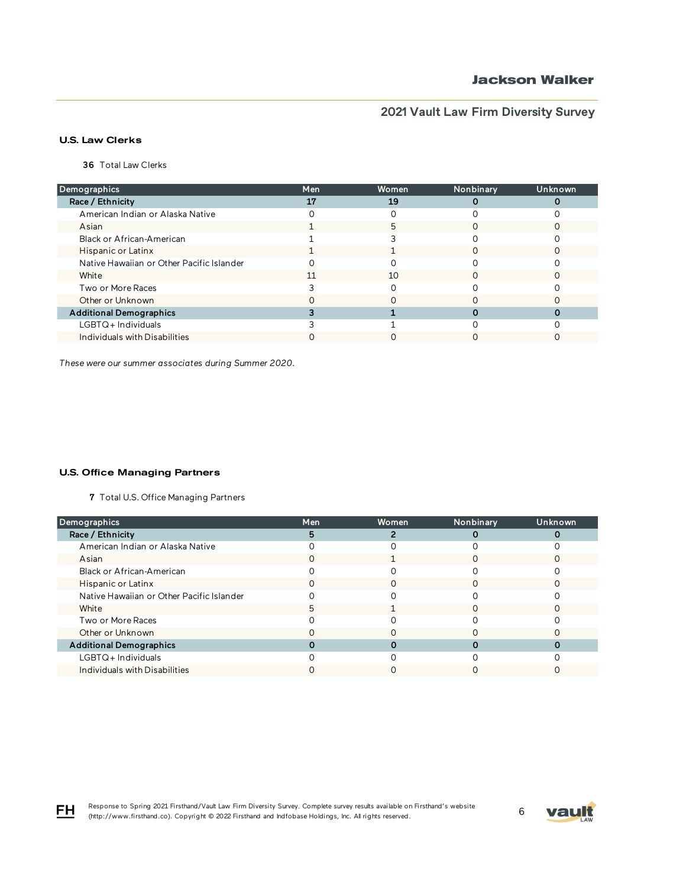### U.S. Law Clerks

**36** Total Law Clerks

| Demographics | Men | Women | Nonbinary | Unknown |
|---|---|---|---|---|
| **Race / Ethnicity** | **17** | **19** | **0** | **0** |
| American Indian or Alaska Native | 0 | 0 | 0 | 0 |
| Asian | 1 | 5 | 0 | 0 |
| Black or African-American | 1 | 3 | 0 | 0 |
| Hispanic or Latinx | 1 | 1 | 0 | 0 |
| Native Hawaiian or Other Pacific Islander | 0 | 0 | 0 | 0 |
| White | 11 | 10 | 0 | 0 |
| Two or More Races | 3 | 0 | 0 | 0 |
| Other or Unknown | 0 | 0 | 0 | 0 |
| **Additional Demographics** | **3** | **1** | **0** | **0** |
| LGBTQ+ Individuals | 3 | 1 | 0 | 0 |
| Individuals with Disabilities | 0 | 0 | 0 | 0 |

*These were our summer associates during Summer 2020.*

### U.S. Office Managing Partners

**7** Total U.S. Office Managing Partners

| Demographics | Men | Women | Nonbinary | Unknown |
|---|---|---|---|---|
| **Race / Ethnicity** | **5** | **2** | **0** | **0** |
| American Indian or Alaska Native | 0 | 0 | 0 | 0 |
| Asian | 0 | 1 | 0 | 0 |
| Black or African-American | 0 | 0 | 0 | 0 |
| Hispanic or Latinx | 0 | 0 | 0 | 0 |
| Native Hawaiian or Other Pacific Islander | 0 | 0 | 0 | 0 |
| White | 5 | 1 | 0 | 0 |
| Two or More Races | 0 | 0 | 0 | 0 |
| Other or Unknown | 0 | 0 | 0 | 0 |
| **Additional Demographics** | **0** | **0** | **0** | **0** |
| LGBTQ+ Individuals | 0 | 0 | 0 | 0 |
| Individuals with Disabilities | 0 | 0 | 0 | 0 |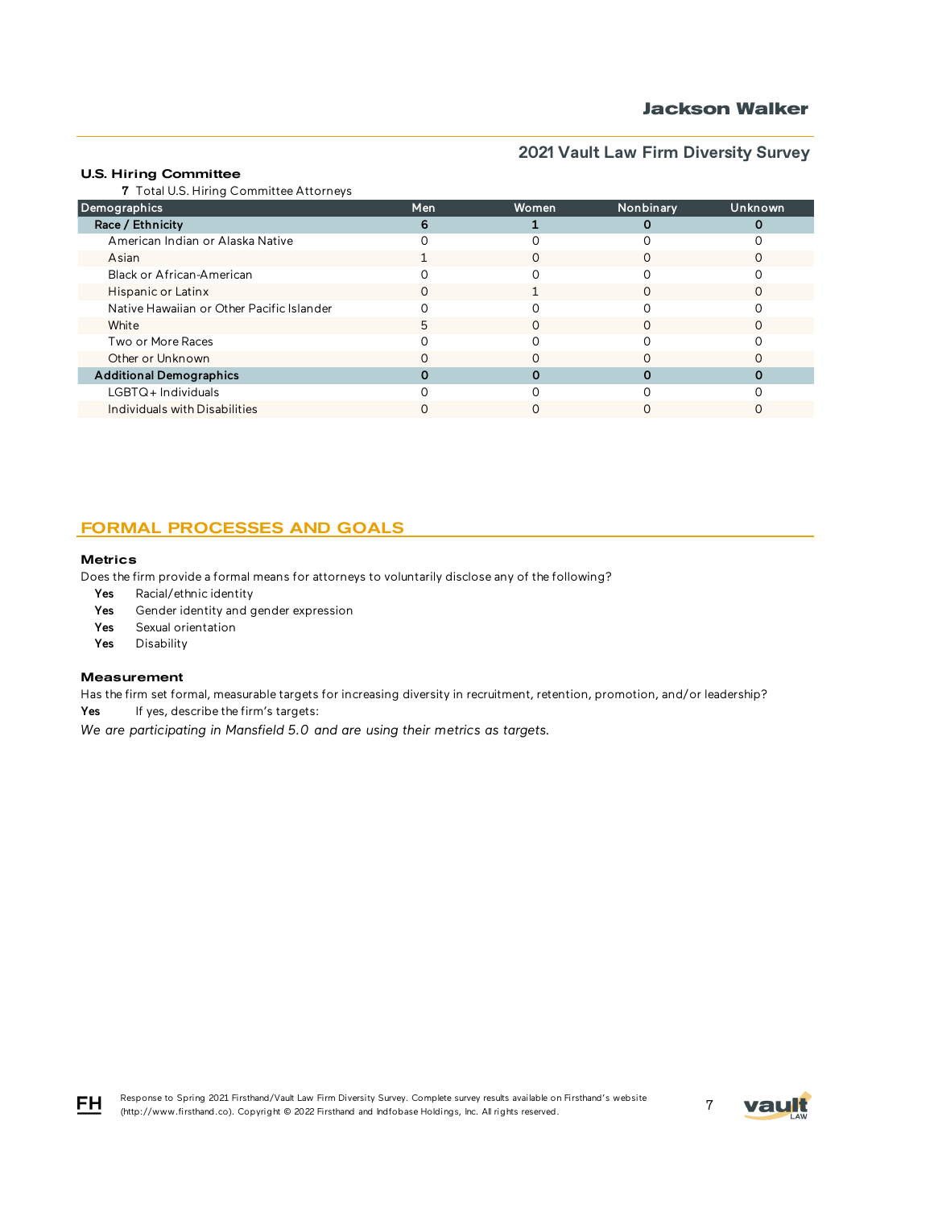### U.S. Hiring Committee

**7** Total U.S. Hiring Committee Attorneys

| Demographics | Men | Women | Nonbinary | Unknown |
|---|---|---|---|---|
| **Race / Ethnicity** | **6** | **1** | **0** | **0** |
| American Indian or Alaska Native | 0 | 0 | 0 | 0 |
| Asian | 1 | 0 | 0 | 0 |
| Black or African-American | 0 | 0 | 0 | 0 |
| Hispanic or Latinx | 0 | 1 | 0 | 0 |
| Native Hawaiian or Other Pacific Islander | 0 | 0 | 0 | 0 |
| White | 5 | 0 | 0 | 0 |
| Two or More Races | 0 | 0 | 0 | 0 |
| Other or Unknown | 0 | 0 | 0 | 0 |
| **Additional Demographics** | **0** | **0** | **0** | **0** |
| LGBTQ+ Individuals | 0 | 0 | 0 | 0 |
| Individuals with Disabilities | 0 | 0 | 0 | 0 |

## FORMAL PROCESSES AND GOALS

### Metrics

Does the firm provide a formal means for attorneys to voluntarily disclose any of the following?

- **Yes** Racial/ethnic identity
- **Yes** Gender identity and gender expression
- **Yes** Sexual orientation
- **Yes** Disability

### Measurement

Has the firm set formal, measurable targets for increasing diversity in recruitment, retention, promotion, and/or leadership?

**Yes** If yes, describe the firm's targets:

*We are participating in Mansfield 5.0 and are using their metrics as targets.*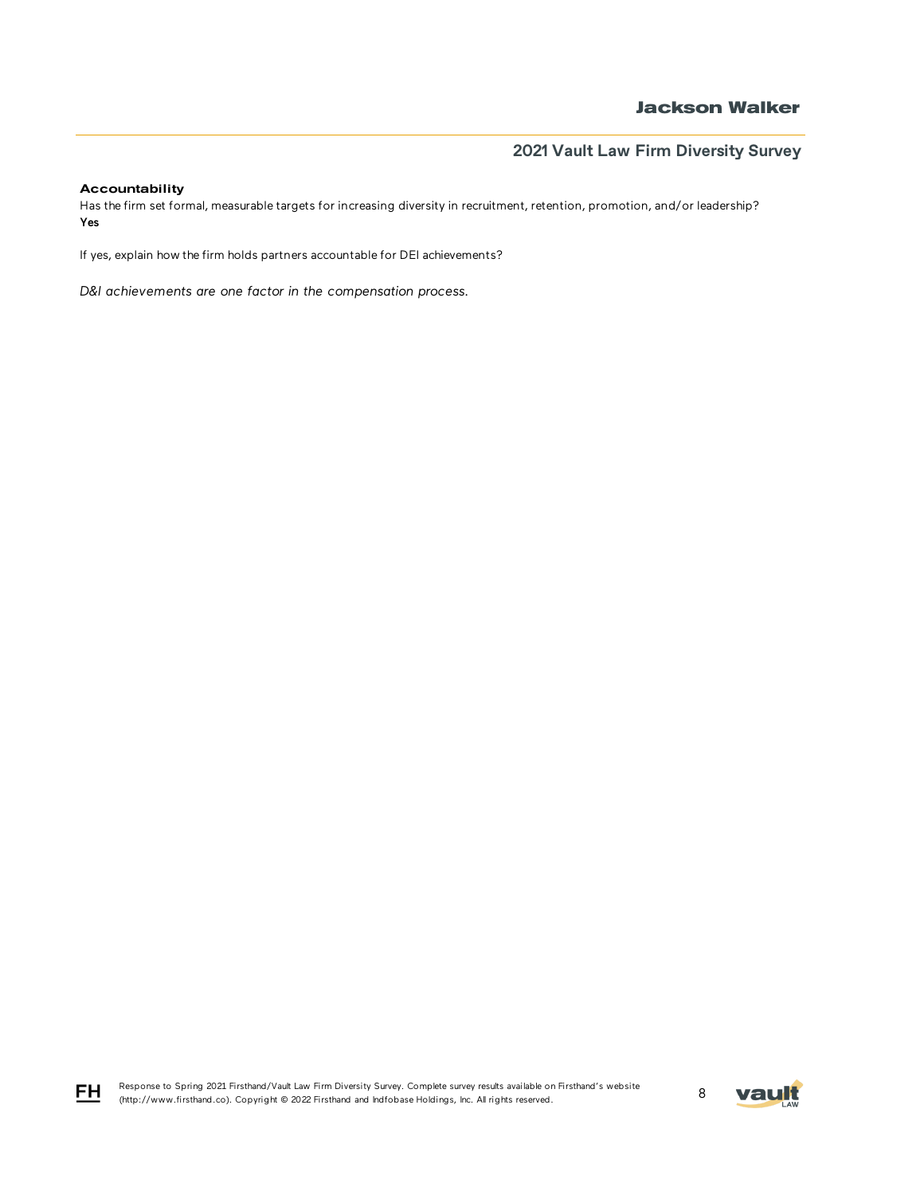### Accountability

Has the firm set formal, measurable targets for increasing diversity in recruitment, retention, promotion, and/or leadership?
**Yes**

If yes, explain how the firm holds partners accountable for DEI achievements?

*D&I achievements are one factor in the compensation process.*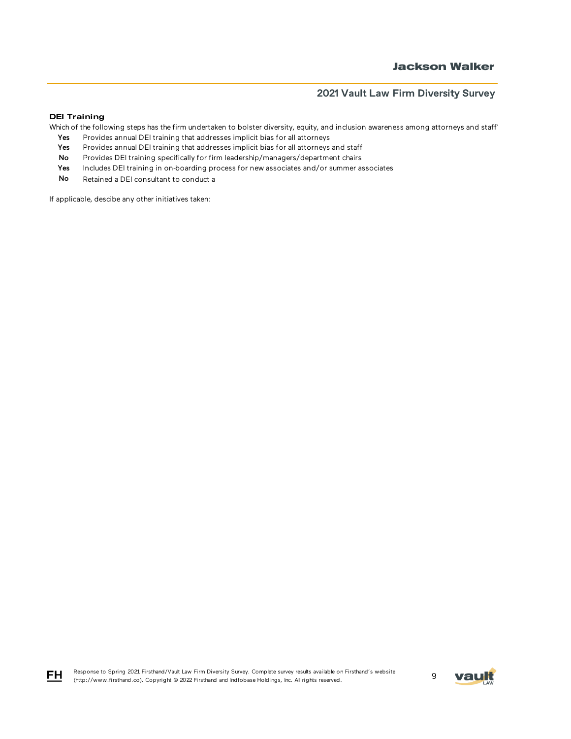### DEI Training

Which of the following steps has the firm undertaken to bolster diversity, equity, and inclusion awareness among attorneys and staff'

| | |
|---|---|
| **Yes** | Provides annual DEI training that addresses implicit bias for all attorneys |
| **Yes** | Provides annual DEI training that addresses implicit bias for all attorneys and staff |
| **No** | Provides DEI training specifically for firm leadership/managers/department chairs |
| **Yes** | Includes DEI training in on-boarding process for new associates and/or summer associates |
| **No** | Retained a DEI consultant to conduct a |

If applicable, descibe any other initiatives taken: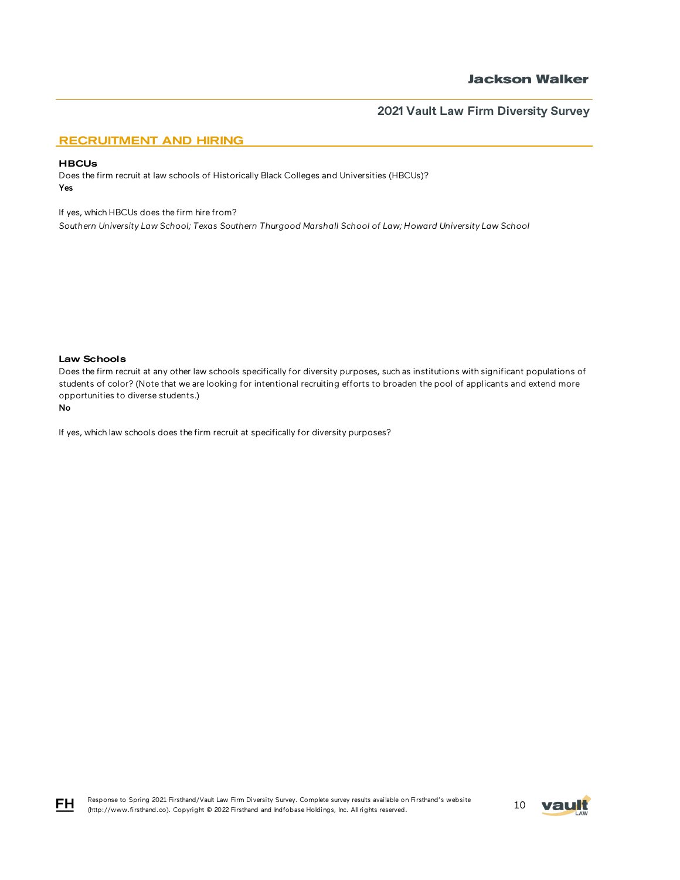## RECRUITMENT AND HIRING

### HBCUs

Does the firm recruit at law schools of Historically Black Colleges and Universities (HBCUs)?

**Yes**

If yes, which HBCUs does the firm hire from?

*Southern University Law School; Texas Southern Thurgood Marshall School of Law; Howard University Law School*

### Law Schools

Does the firm recruit at any other law schools specifically for diversity purposes, such as institutions with significant populations of students of color? (Note that we are looking for intentional recruiting efforts to broaden the pool of applicants and extend more opportunities to diverse students.)

**No**

If yes, which law schools does the firm recruit at specifically for diversity purposes?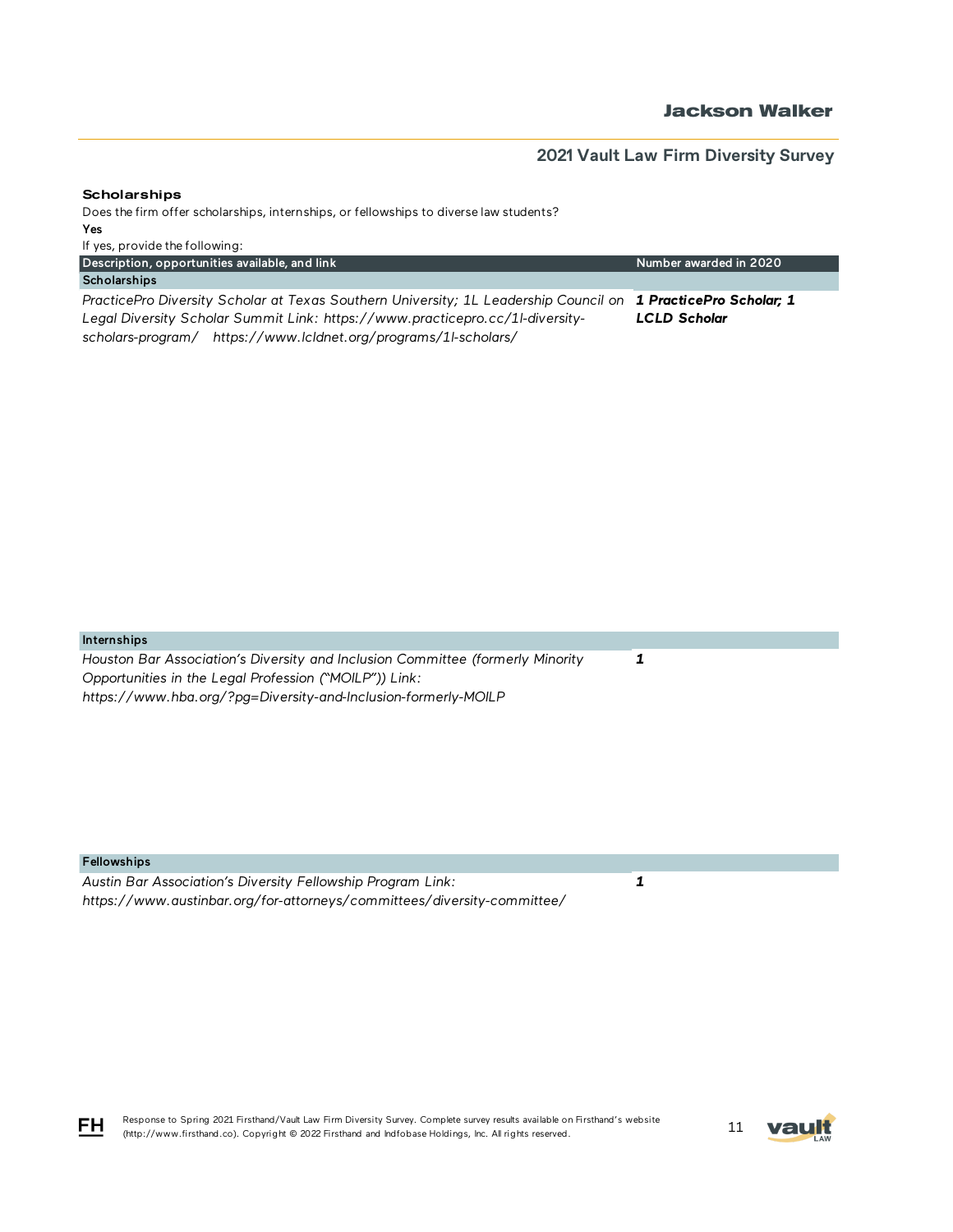### Scholarships

Does the firm offer scholarships, internships, or fellowships to diverse law students?

**Yes**

If yes, provide the following:

| Description, opportunities available, and link | Number awarded in 2020 |
|---|---|
| **Scholarships** | |
| *PracticePro Diversity Scholar at Texas Southern University; 1L Leadership Council on Legal Diversity Scholar Summit Link: https://www.practicepro.cc/1l-diversity-scholars-program/ https://www.lcldnet.org/programs/1l-scholars/* | ***1 PracticePro Scholar; 1 LCLD Scholar*** |
| **Internships** | |
| *Houston Bar Association's Diversity and Inclusion Committee (formerly Minority Opportunities in the Legal Profession ("MOILP")) Link: https://www.hba.org/?pg=Diversity-and-Inclusion-formerly-MOILP* | ***1*** |
| **Fellowships** | |
| *Austin Bar Association's Diversity Fellowship Program Link: https://www.austinbar.org/for-attorneys/committees/diversity-committee/* | ***1*** |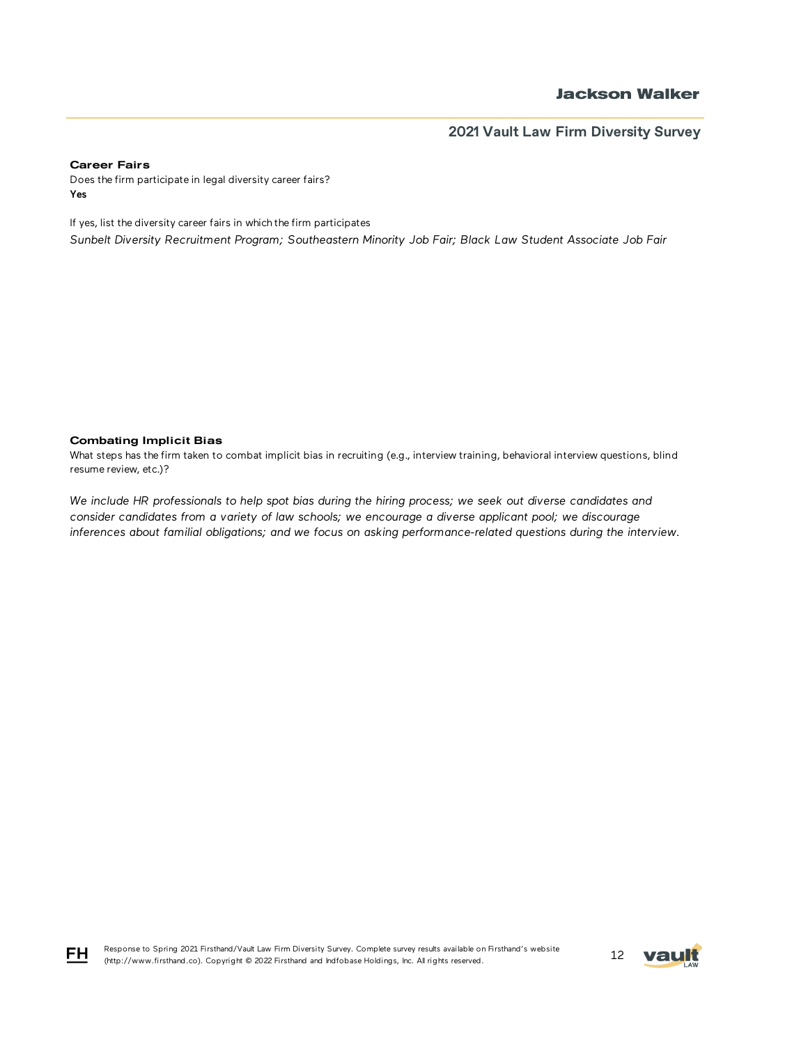### Career Fairs

Does the firm participate in legal diversity career fairs?

**Yes**

If yes, list the diversity career fairs in which the firm participates

*Sunbelt Diversity Recruitment Program; Southeastern Minority Job Fair; Black Law Student Associate Job Fair*

### Combating Implicit Bias

What steps has the firm taken to combat implicit bias in recruiting (e.g., interview training, behavioral interview questions, blind resume review, etc.)?

*We include HR professionals to help spot bias during the hiring process; we seek out diverse candidates and consider candidates from a variety of law schools; we encourage a diverse applicant pool; we discourage inferences about familial obligations; and we focus on asking performance-related questions during the interview.*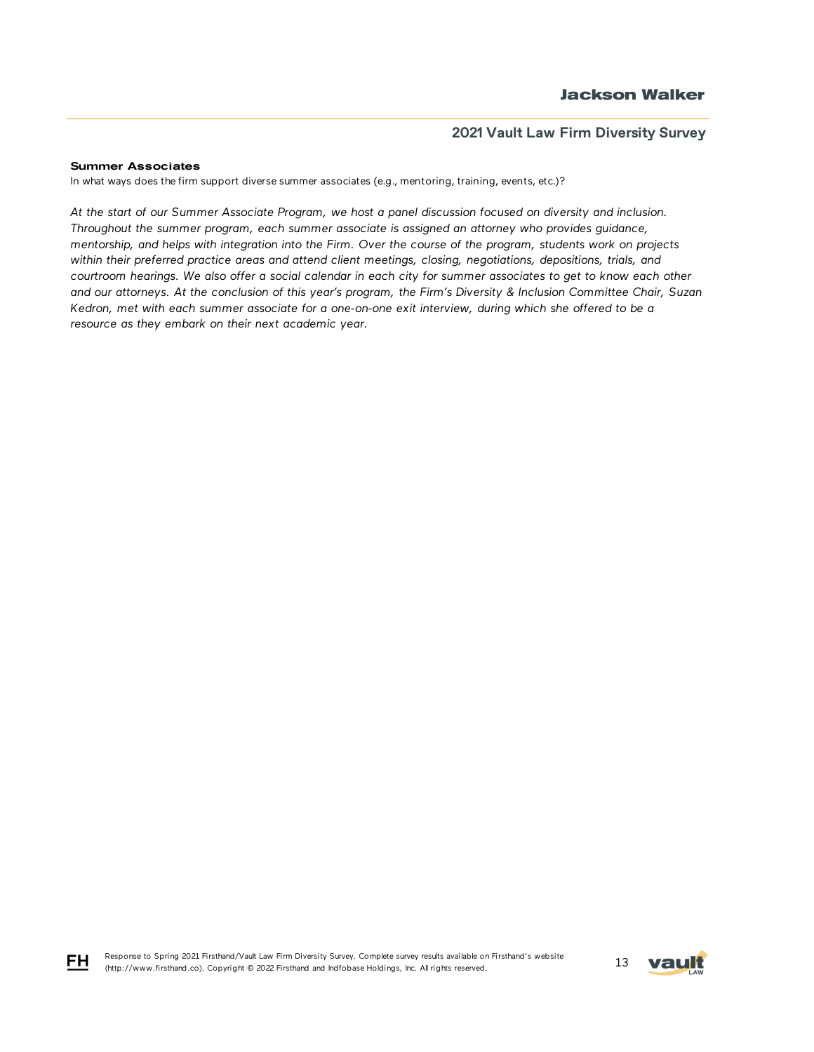**Summer Associates**

In what ways does the firm support diverse summer associates (e.g., mentoring, training, events, etc.)?

*At the start of our Summer Associate Program, we host a panel discussion focused on diversity and inclusion. Throughout the summer program, each summer associate is assigned an attorney who provides guidance, mentorship, and helps with integration into the Firm. Over the course of the program, students work on projects within their preferred practice areas and attend client meetings, closing, negotiations, depositions, trials, and courtroom hearings. We also offer a social calendar in each city for summer associates to get to know each other and our attorneys. At the conclusion of this year's program, the Firm's Diversity & Inclusion Committee Chair, Suzan Kedron, met with each summer associate for a one-on-one exit interview, during which she offered to be a resource as they embark on their next academic year.*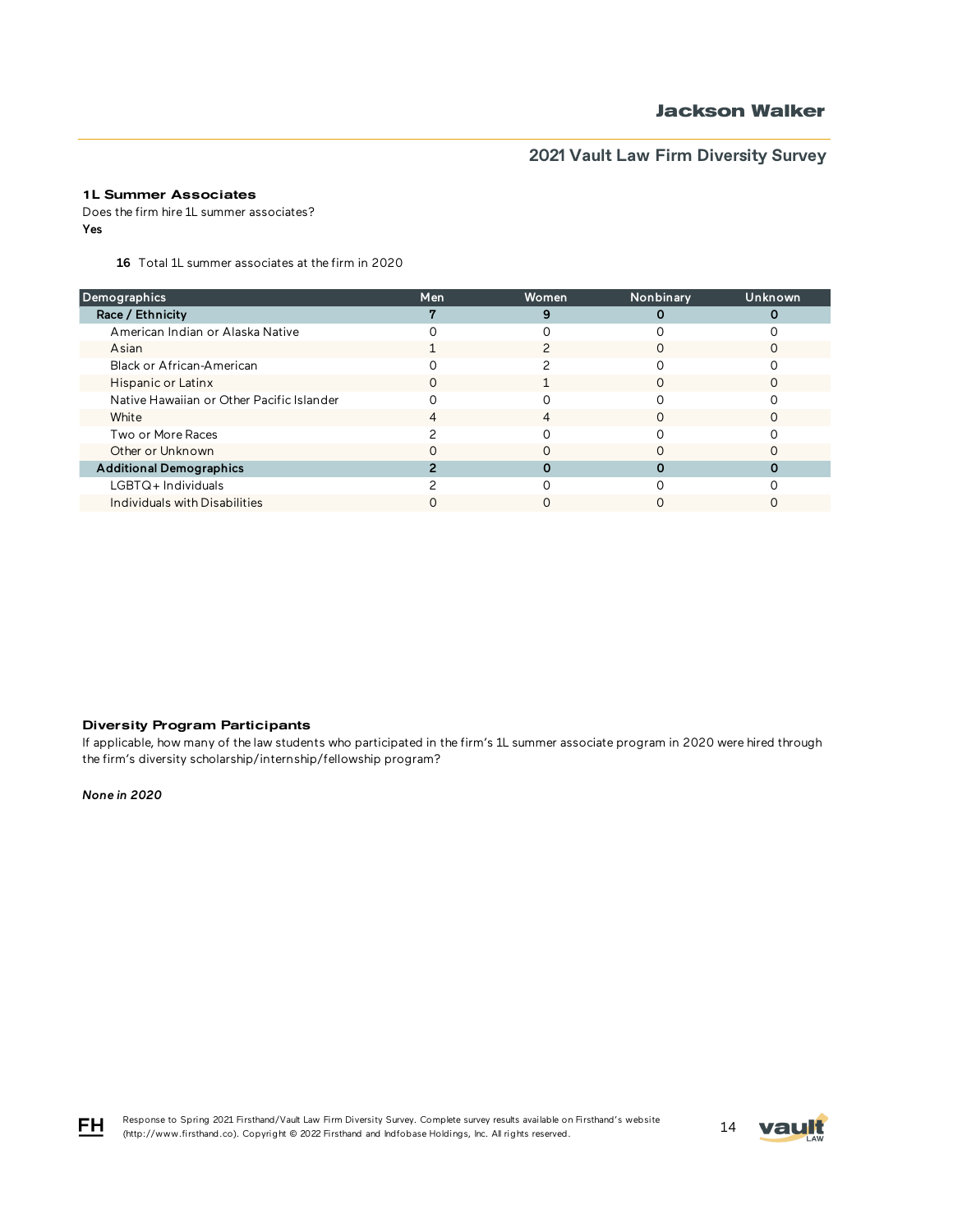### 1L Summer Associates

Does the firm hire 1L summer associates?

**Yes**

**16** Total 1L summer associates at the firm in 2020

| Demographics | Men | Women | Nonbinary | Unknown |
|---|---|---|---|---|
| **Race / Ethnicity** | **7** | **9** | **0** | **0** |
| American Indian or Alaska Native | 0 | 0 | 0 | 0 |
| Asian | 1 | 2 | 0 | 0 |
| Black or African-American | 0 | 2 | 0 | 0 |
| Hispanic or Latinx | 0 | 1 | 0 | 0 |
| Native Hawaiian or Other Pacific Islander | 0 | 0 | 0 | 0 |
| White | 4 | 4 | 0 | 0 |
| Two or More Races | 2 | 0 | 0 | 0 |
| Other or Unknown | 0 | 0 | 0 | 0 |
| **Additional Demographics** | **2** | **0** | **0** | **0** |
| LGBTQ+ Individuals | 2 | 0 | 0 | 0 |
| Individuals with Disabilities | 0 | 0 | 0 | 0 |

### Diversity Program Participants

If applicable, how many of the law students who participated in the firm's 1L summer associate program in 2020 were hired through the firm's diversity scholarship/internship/fellowship program?

***None in 2020***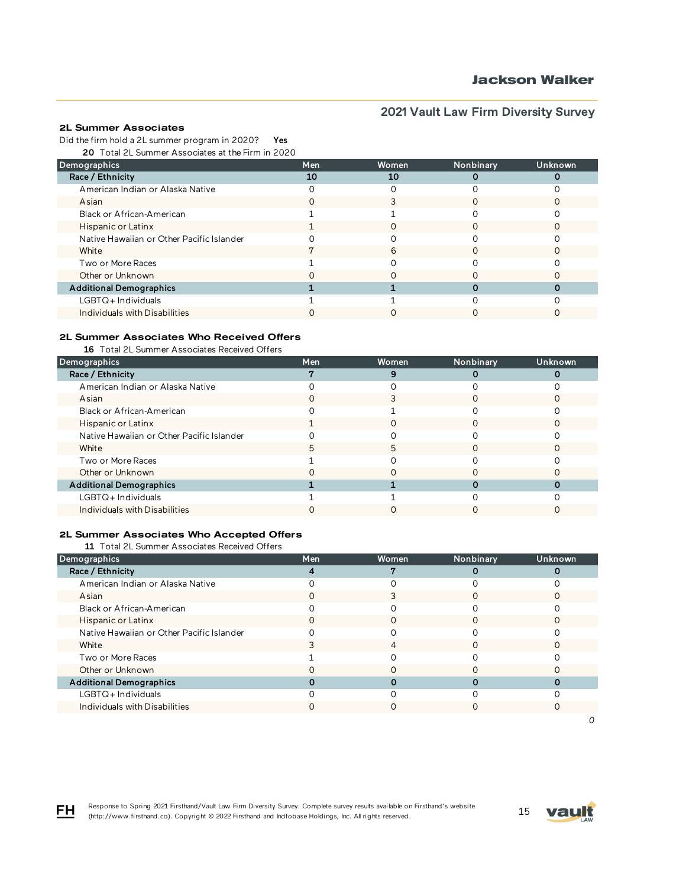## 2021 Vault Law Firm Diversity Survey

### 2L Summer Associates

Did the firm hold a 2L summer program in 2020? **Yes**

**20** Total 2L Summer Associates at the Firm in 2020

| Demographics | Men | Women | Nonbinary | Unknown |
|---|---|---|---|---|
| **Race / Ethnicity** | **10** | **10** | **0** | **0** |
| American Indian or Alaska Native | 0 | 0 | 0 | 0 |
| Asian | 0 | 3 | 0 | 0 |
| Black or African-American | 1 | 1 | 0 | 0 |
| Hispanic or Latinx | 1 | 0 | 0 | 0 |
| Native Hawaiian or Other Pacific Islander | 0 | 0 | 0 | 0 |
| White | 7 | 6 | 0 | 0 |
| Two or More Races | 1 | 0 | 0 | 0 |
| Other or Unknown | 0 | 0 | 0 | 0 |
| **Additional Demographics** | **1** | **1** | **0** | **0** |
| LGBTQ+ Individuals | 1 | 1 | 0 | 0 |
| Individuals with Disabilities | 0 | 0 | 0 | 0 |

### 2L Summer Associates Who Received Offers

**16** Total 2L Summer Associates Received Offers

| Demographics | Men | Women | Nonbinary | Unknown |
|---|---|---|---|---|
| **Race / Ethnicity** | **7** | **9** | **0** | **0** |
| American Indian or Alaska Native | 0 | 0 | 0 | 0 |
| Asian | 0 | 3 | 0 | 0 |
| Black or African-American | 0 | 1 | 0 | 0 |
| Hispanic or Latinx | 1 | 0 | 0 | 0 |
| Native Hawaiian or Other Pacific Islander | 0 | 0 | 0 | 0 |
| White | 5 | 5 | 0 | 0 |
| Two or More Races | 1 | 0 | 0 | 0 |
| Other or Unknown | 0 | 0 | 0 | 0 |
| **Additional Demographics** | **1** | **1** | **0** | **0** |
| LGBTQ+ Individuals | 1 | 1 | 0 | 0 |
| Individuals with Disabilities | 0 | 0 | 0 | 0 |

### 2L Summer Associates Who Accepted Offers

**11** Total 2L Summer Associates Received Offers

| Demographics | Men | Women | Nonbinary | Unknown |
|---|---|---|---|---|
| **Race / Ethnicity** | **4** | **7** | **0** | **0** |
| American Indian or Alaska Native | 0 | 0 | 0 | 0 |
| Asian | 0 | 3 | 0 | 0 |
| Black or African-American | 0 | 0 | 0 | 0 |
| Hispanic or Latinx | 0 | 0 | 0 | 0 |
| Native Hawaiian or Other Pacific Islander | 0 | 0 | 0 | 0 |
| White | 3 | 4 | 0 | 0 |
| Two or More Races | 1 | 0 | 0 | 0 |
| Other or Unknown | 0 | 0 | 0 | 0 |
| **Additional Demographics** | **0** | **0** | **0** | **0** |
| LGBTQ+ Individuals | 0 | 0 | 0 | 0 |
| Individuals with Disabilities | 0 | 0 | 0 | 0 |

*0*

Response to Spring 2021 Firsthand/Vault Law Firm Diversity Survey. Complete survey results available on Firsthand's website (http://www.firsthand.co). Copyright © 2022 Firsthand and Indfobase Holdings, Inc. All rights reserved.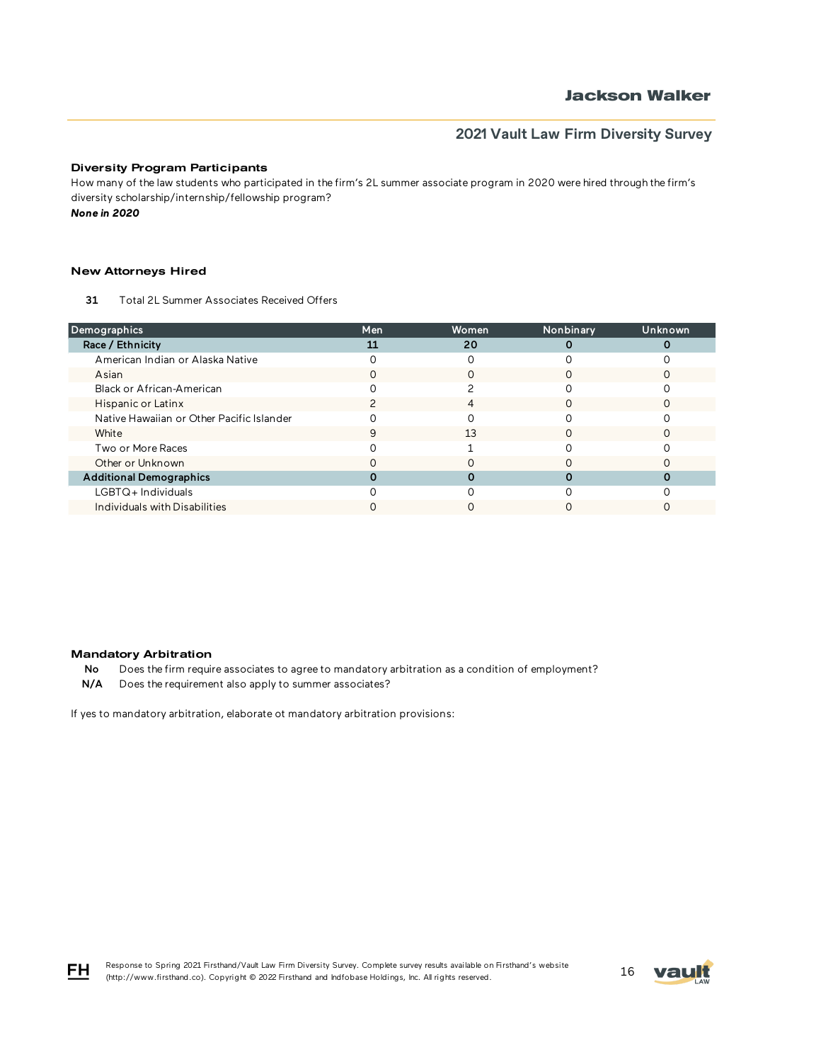### Diversity Program Participants

How many of the law students who participated in the firm's 2L summer associate program in 2020 were hired through the firm's diversity scholarship/internship/fellowship program?

***None in 2020***

### New Attorneys Hired

**31** Total 2L Summer Associates Received Offers

| Demographics | Men | Women | Nonbinary | Unknown |
|---|---|---|---|---|
| **Race / Ethnicity** | **11** | **20** | **0** | **0** |
| American Indian or Alaska Native | 0 | 0 | 0 | 0 |
| Asian | 0 | 0 | 0 | 0 |
| Black or African-American | 0 | 2 | 0 | 0 |
| Hispanic or Latinx | 2 | 4 | 0 | 0 |
| Native Hawaiian or Other Pacific Islander | 0 | 0 | 0 | 0 |
| White | 9 | 13 | 0 | 0 |
| Two or More Races | 0 | 1 | 0 | 0 |
| Other or Unknown | 0 | 0 | 0 | 0 |
| **Additional Demographics** | **0** | **0** | **0** | **0** |
| LGBTQ+ Individuals | 0 | 0 | 0 | 0 |
| Individuals with Disabilities | 0 | 0 | 0 | 0 |

### Mandatory Arbitration

**No** Does the firm require associates to agree to mandatory arbitration as a condition of employment?

**N/A** Does the requirement also apply to summer associates?

If yes to mandatory arbitration, elaborate ot mandatory arbitration provisions: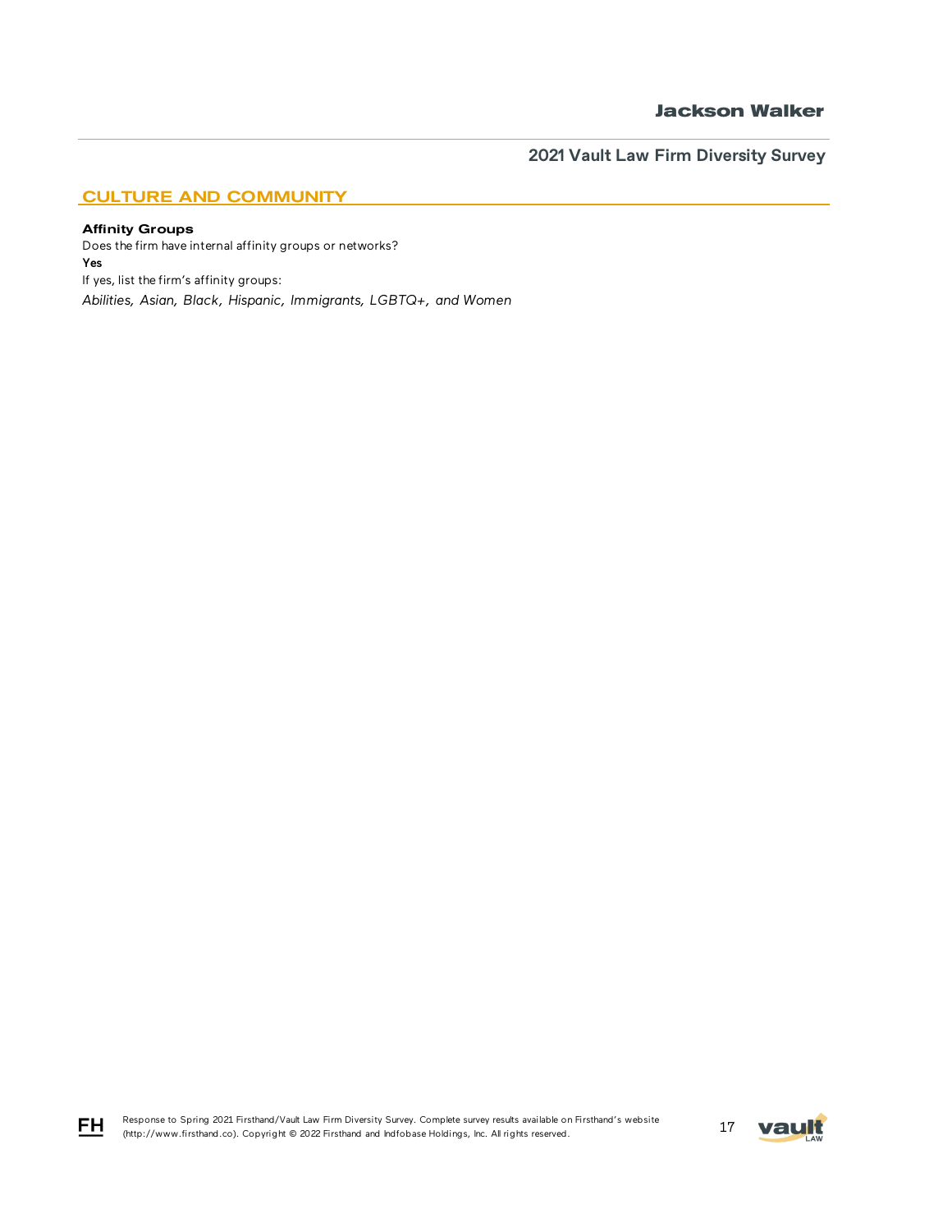## CULTURE AND COMMUNITY

**Affinity Groups**

Does the firm have internal affinity groups or networks?

**Yes**

If yes, list the firm's affinity groups:

*Abilities, Asian, Black, Hispanic, Immigrants, LGBTQ+, and Women*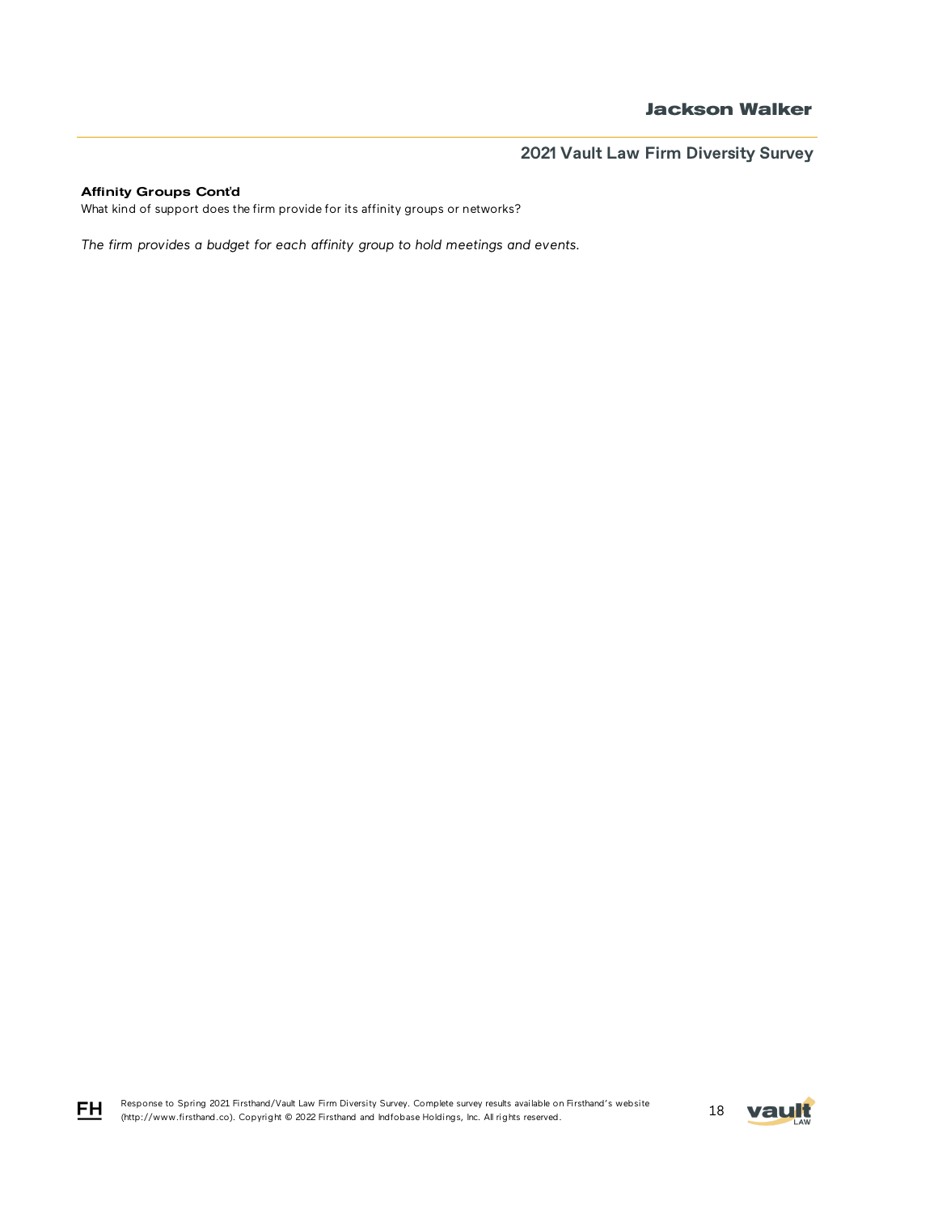**Affinity Groups Cont'd**

What kind of support does the firm provide for its affinity groups or networks?

*The firm provides a budget for each affinity group to hold meetings and events.*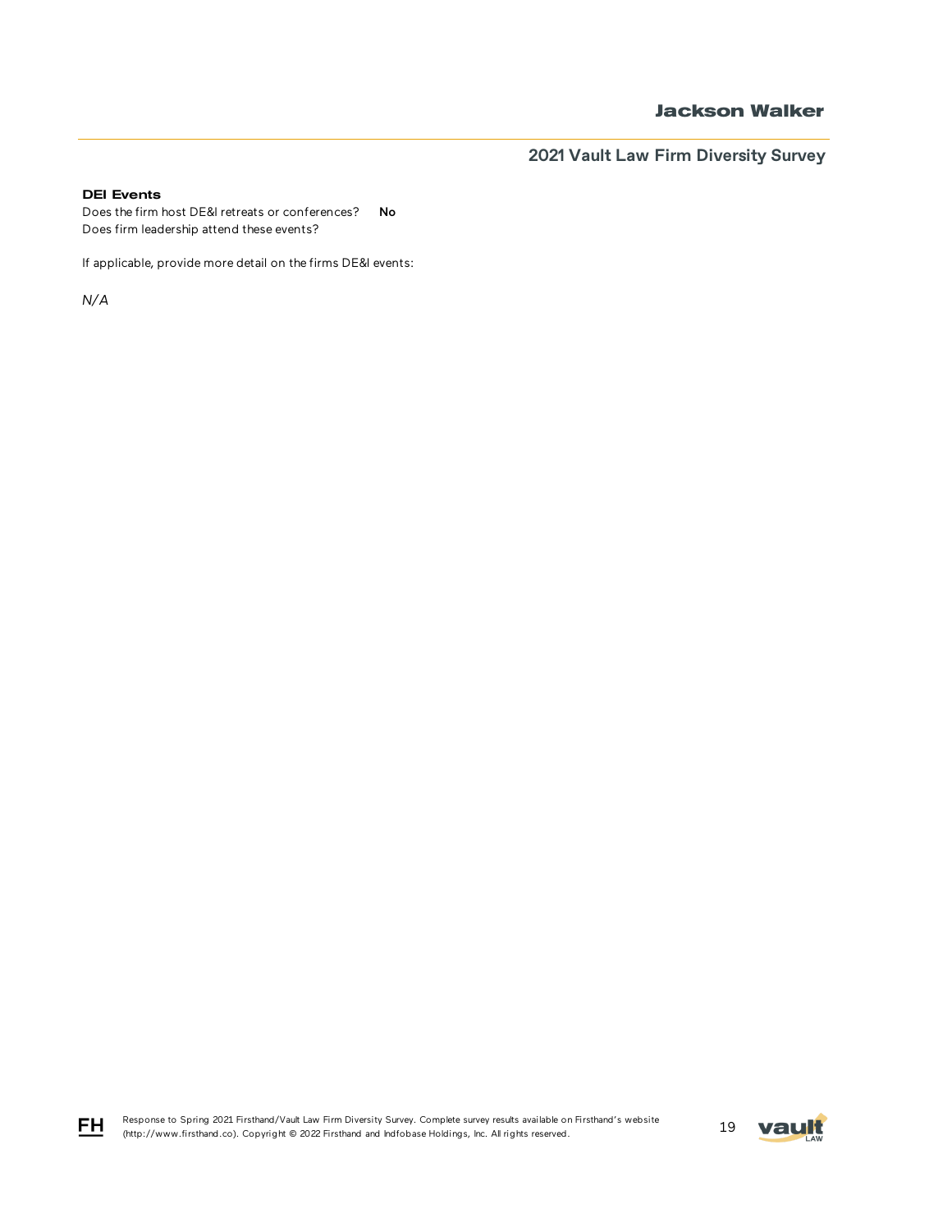**DEI Events**

Does the firm host DE&I retreats or conferences? **No**

Does firm leadership attend these events?

If applicable, provide more detail on the firms DE&I events:

*N/A*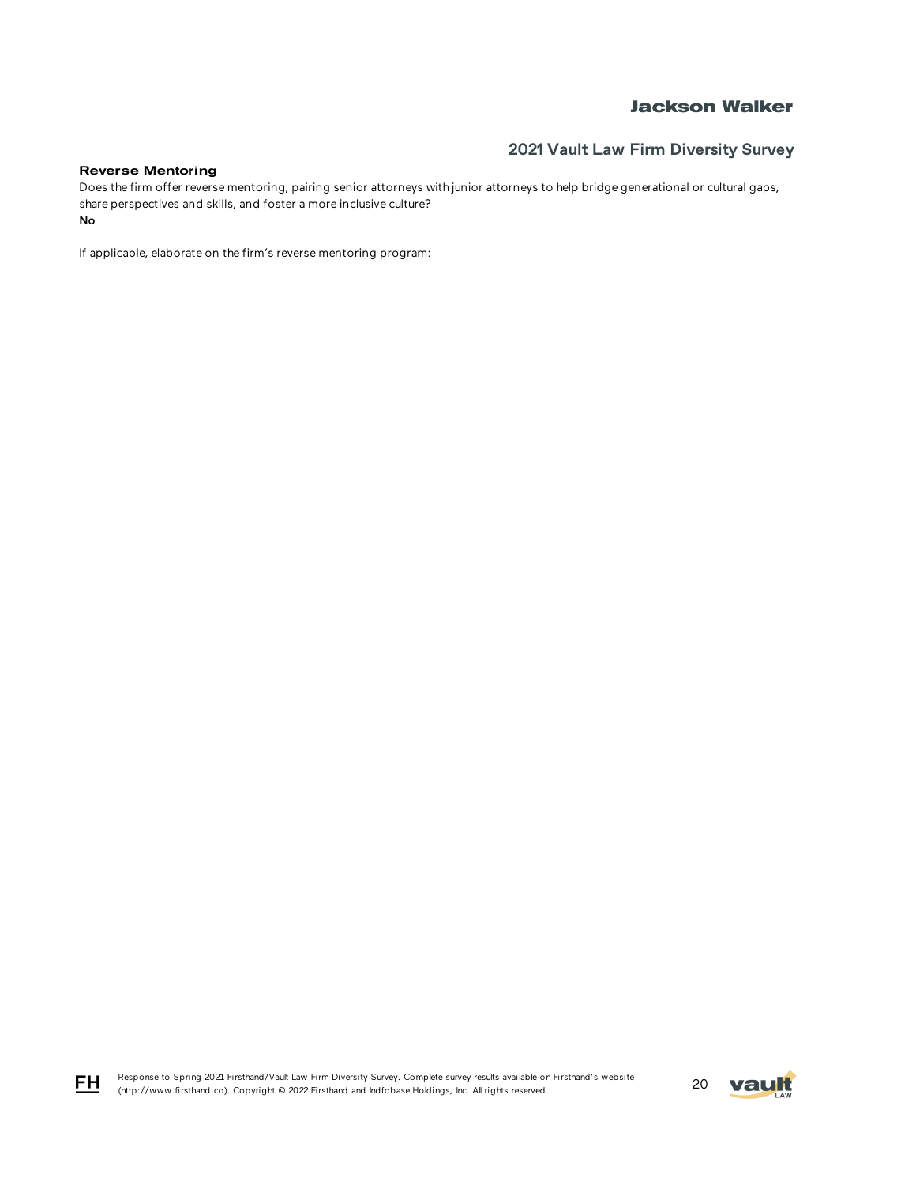### Reverse Mentoring

Does the firm offer reverse mentoring, pairing senior attorneys with junior attorneys to help bridge generational or cultural gaps, share perspectives and skills, and foster a more inclusive culture?

**No**

If applicable, elaborate on the firm's reverse mentoring program: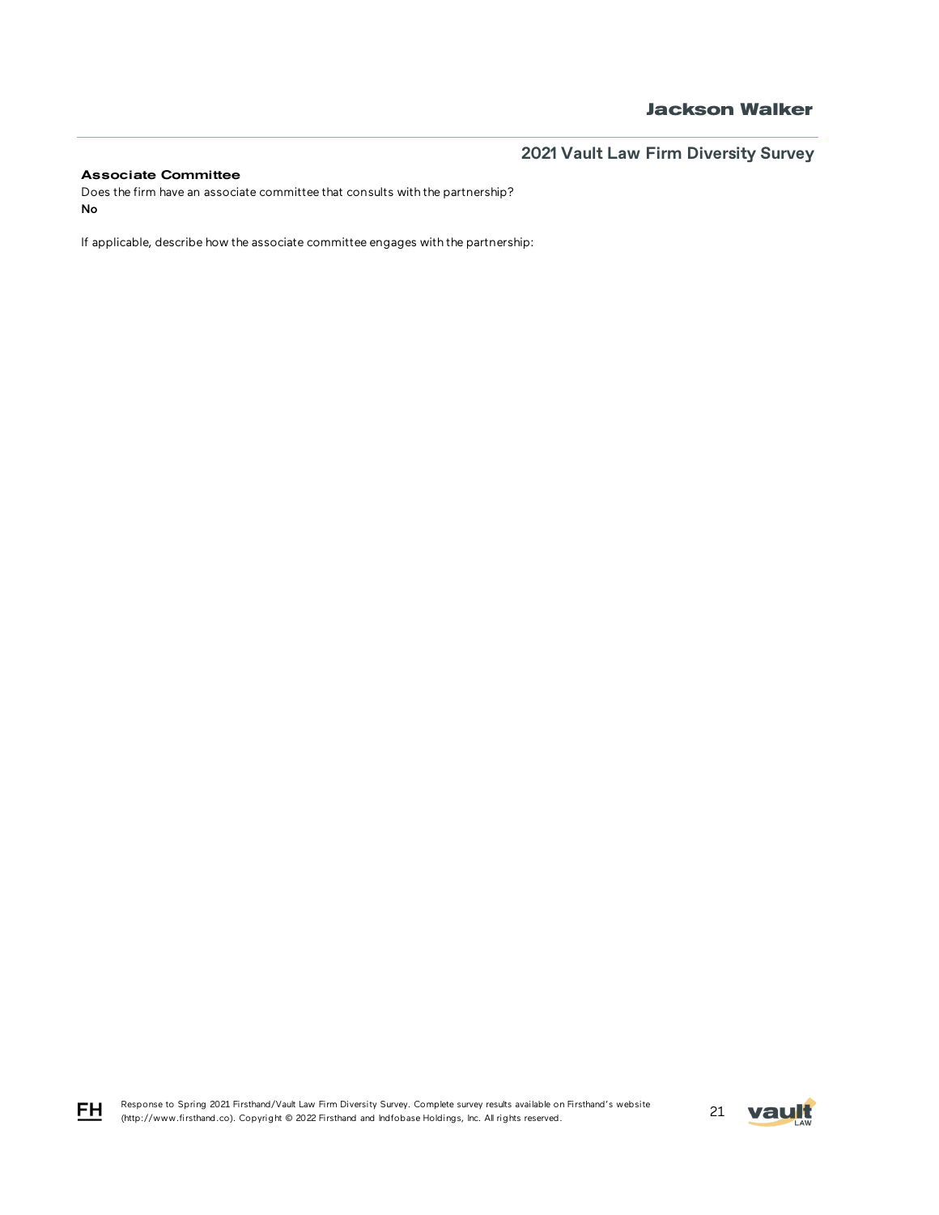### Associate Committee

Does the firm have an associate committee that consults with the partnership?

**No**

If applicable, describe how the associate committee engages with the partnership: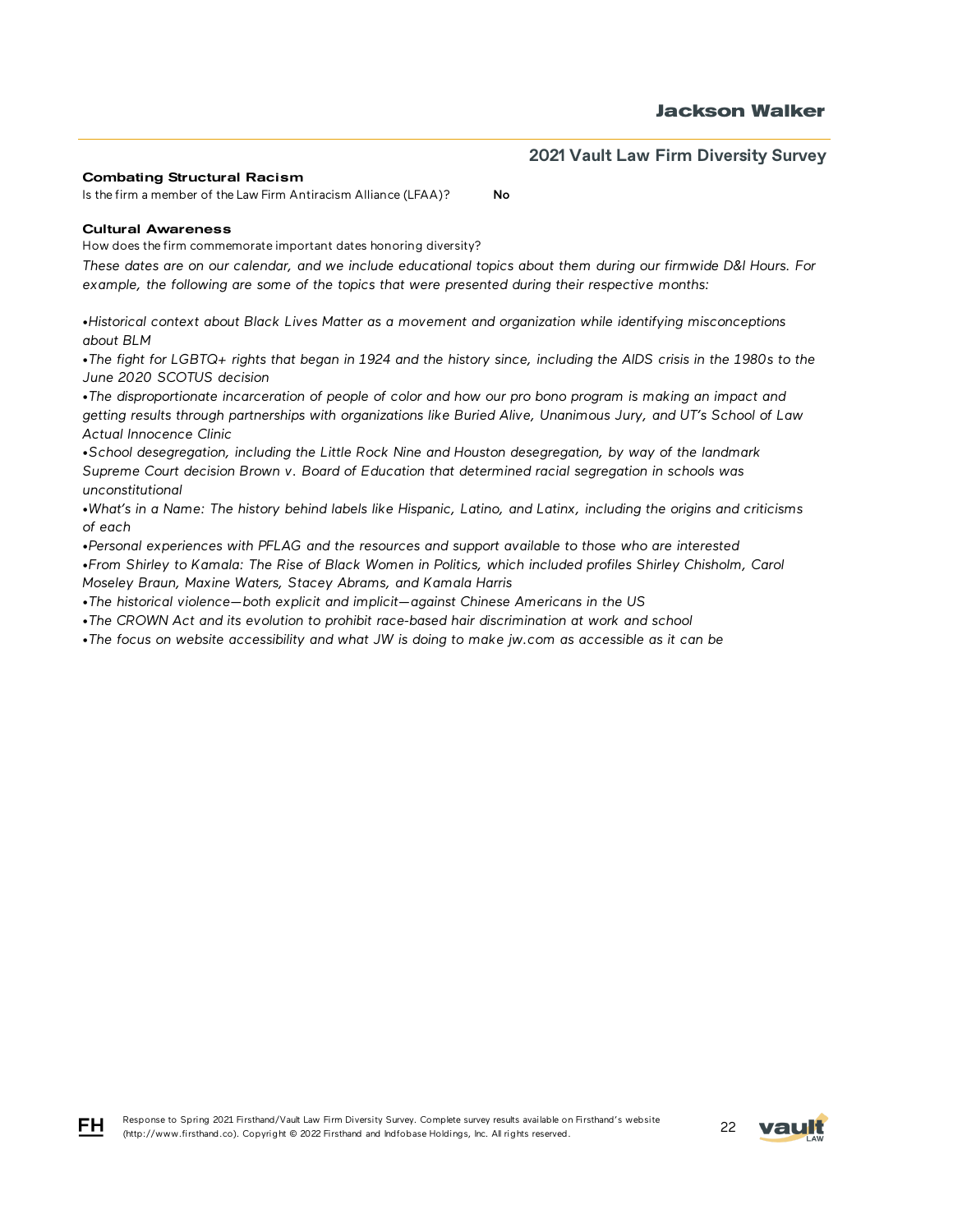### Combating Structural Racism

Is the firm a member of the Law Firm Antiracism Alliance (LFAA)? **No**

### Cultural Awareness

How does the firm commemorate important dates honoring diversity?

*These dates are on our calendar, and we include educational topics about them during our firmwide D&I Hours. For example, the following are some of the topics that were presented during their respective months:*

- *Historical context about Black Lives Matter as a movement and organization while identifying misconceptions about BLM*
- *The fight for LGBTQ+ rights that began in 1924 and the history since, including the AIDS crisis in the 1980s to the June 2020 SCOTUS decision*
- *The disproportionate incarceration of people of color and how our pro bono program is making an impact and getting results through partnerships with organizations like Buried Alive, Unanimous Jury, and UT's School of Law Actual Innocence Clinic*
- *School desegregation, including the Little Rock Nine and Houston desegregation, by way of the landmark Supreme Court decision Brown v. Board of Education that determined racial segregation in schools was unconstitutional*
- *What's in a Name: The history behind labels like Hispanic, Latino, and Latinx, including the origins and criticisms of each*
- *Personal experiences with PFLAG and the resources and support available to those who are interested*
- *From Shirley to Kamala: The Rise of Black Women in Politics, which included profiles Shirley Chisholm, Carol Moseley Braun, Maxine Waters, Stacey Abrams, and Kamala Harris*
- *The historical violence—both explicit and implicit—against Chinese Americans in the US*
- *The CROWN Act and its evolution to prohibit race-based hair discrimination at work and school*
- *The focus on website accessibility and what JW is doing to make jw.com as accessible as it can be*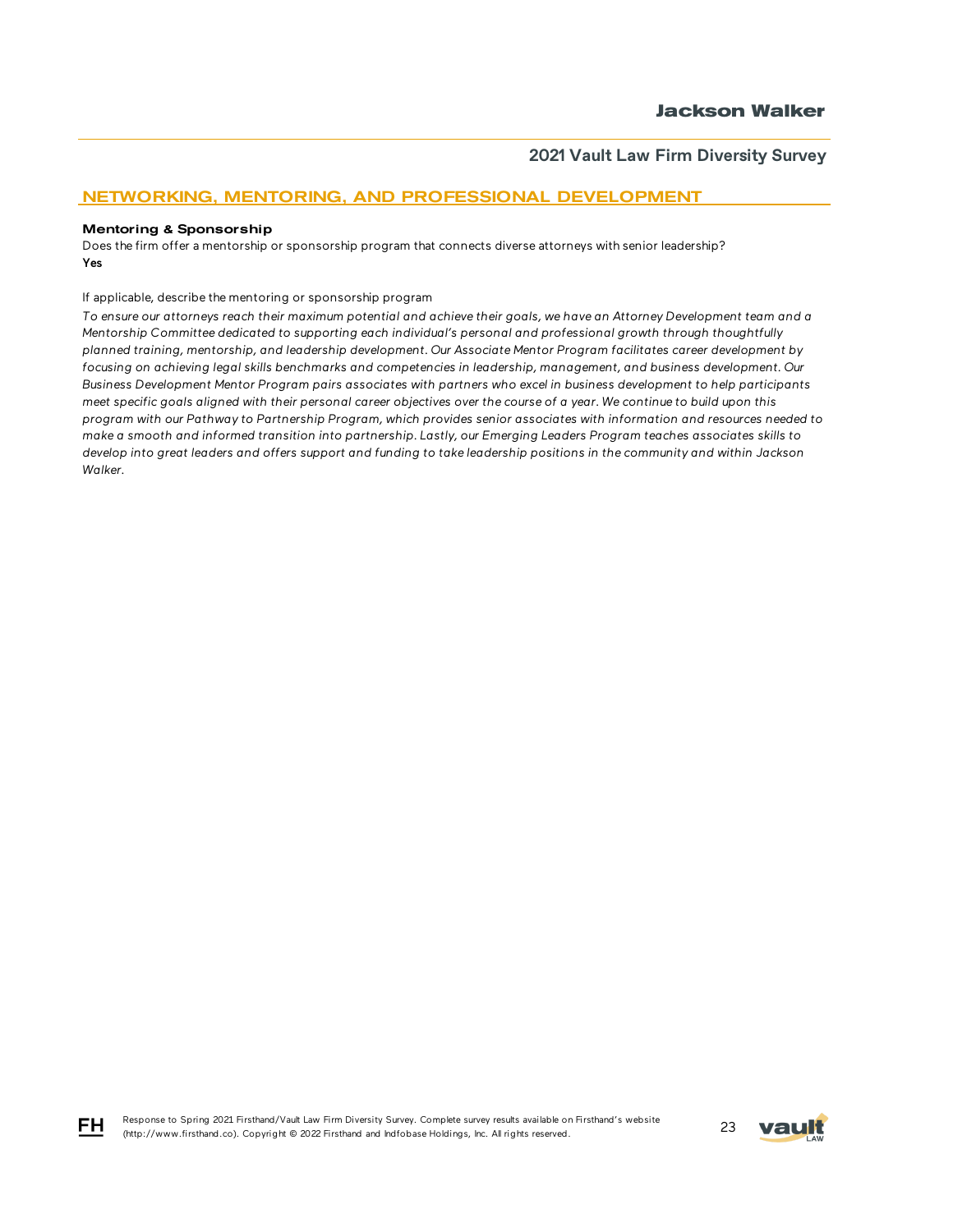## NETWORKING, MENTORING, AND PROFESSIONAL DEVELOPMENT

### Mentoring & Sponsorship

Does the firm offer a mentorship or sponsorship program that connects diverse attorneys with senior leadership?

**Yes**

If applicable, describe the mentoring or sponsorship program

*To ensure our attorneys reach their maximum potential and achieve their goals, we have an Attorney Development team and a Mentorship Committee dedicated to supporting each individual's personal and professional growth through thoughtfully planned training, mentorship, and leadership development. Our Associate Mentor Program facilitates career development by focusing on achieving legal skills benchmarks and competencies in leadership, management, and business development. Our Business Development Mentor Program pairs associates with partners who excel in business development to help participants meet specific goals aligned with their personal career objectives over the course of a year. We continue to build upon this program with our Pathway to Partnership Program, which provides senior associates with information and resources needed to make a smooth and informed transition into partnership. Lastly, our Emerging Leaders Program teaches associates skills to develop into great leaders and offers support and funding to take leadership positions in the community and within Jackson Walker.*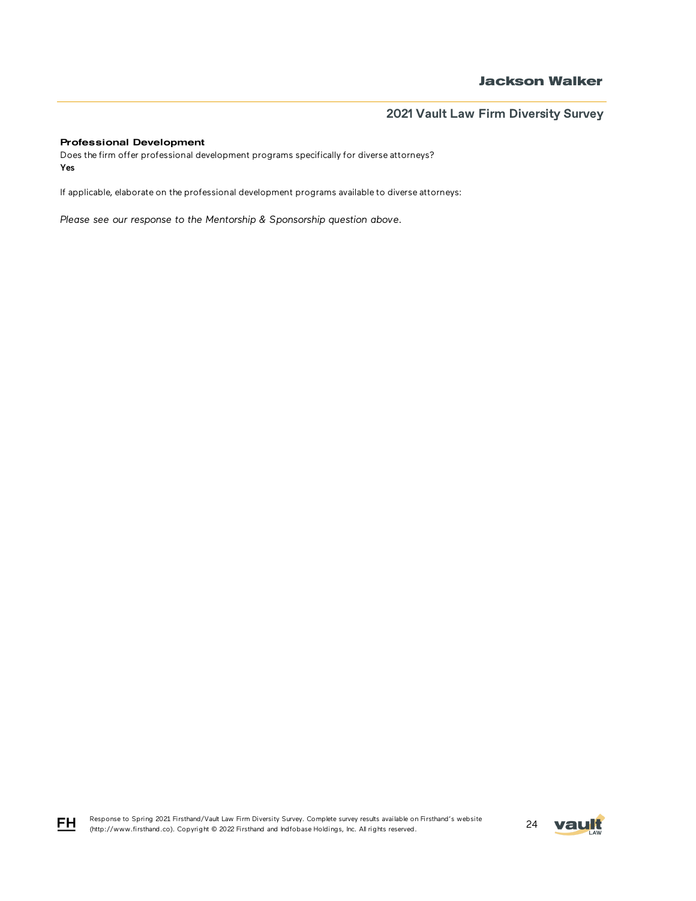### Professional Development

Does the firm offer professional development programs specifically for diverse attorneys?
**Yes**

If applicable, elaborate on the professional development programs available to diverse attorneys:

*Please see our response to the Mentorship & Sponsorship question above.*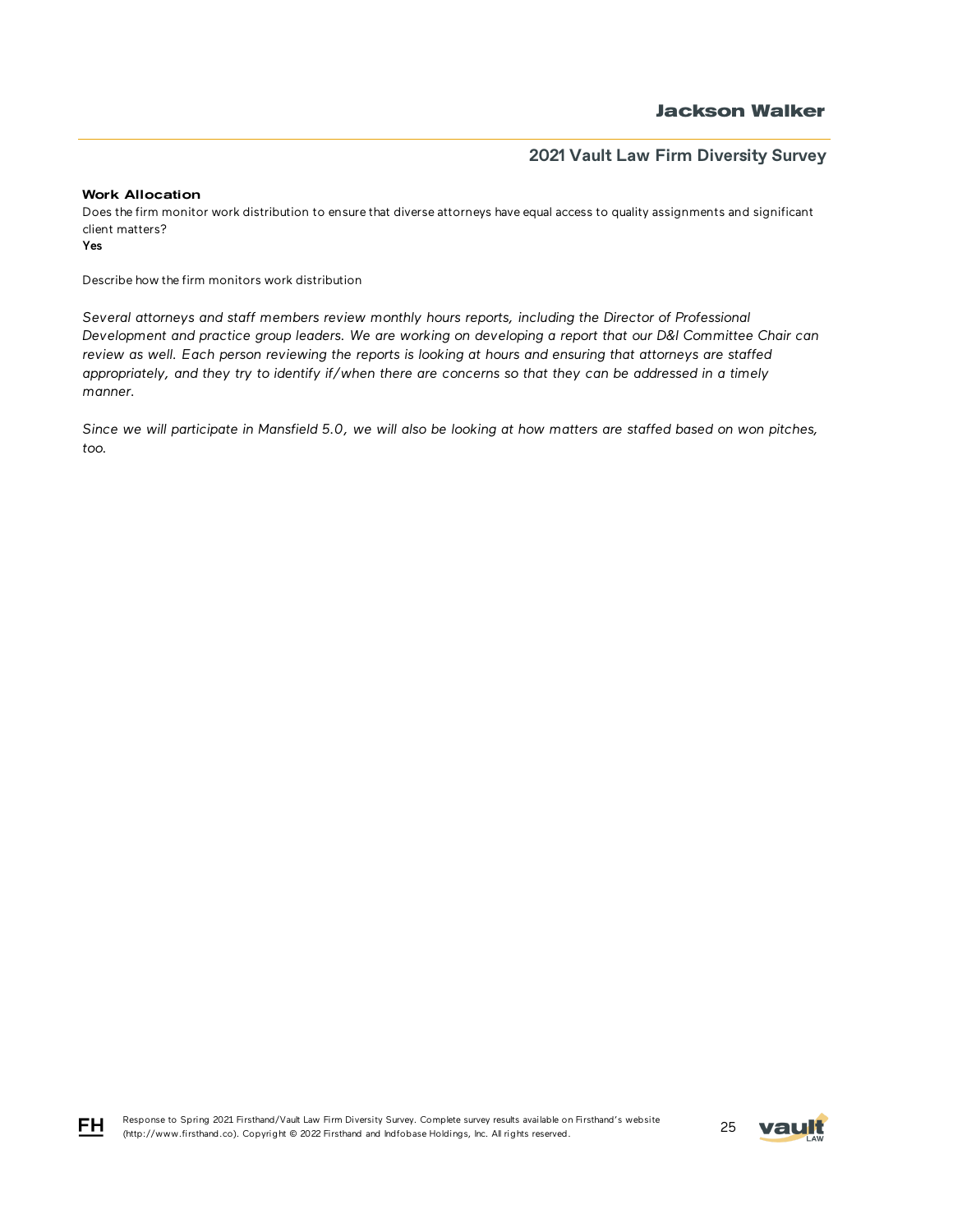### Work Allocation

Does the firm monitor work distribution to ensure that diverse attorneys have equal access to quality assignments and significant client matters?

**Yes**

Describe how the firm monitors work distribution

*Several attorneys and staff members review monthly hours reports, including the Director of Professional Development and practice group leaders. We are working on developing a report that our D&I Committee Chair can review as well. Each person reviewing the reports is looking at hours and ensuring that attorneys are staffed appropriately, and they try to identify if/when there are concerns so that they can be addressed in a timely manner.*

*Since we will participate in Mansfield 5.0, we will also be looking at how matters are staffed based on won pitches, too.*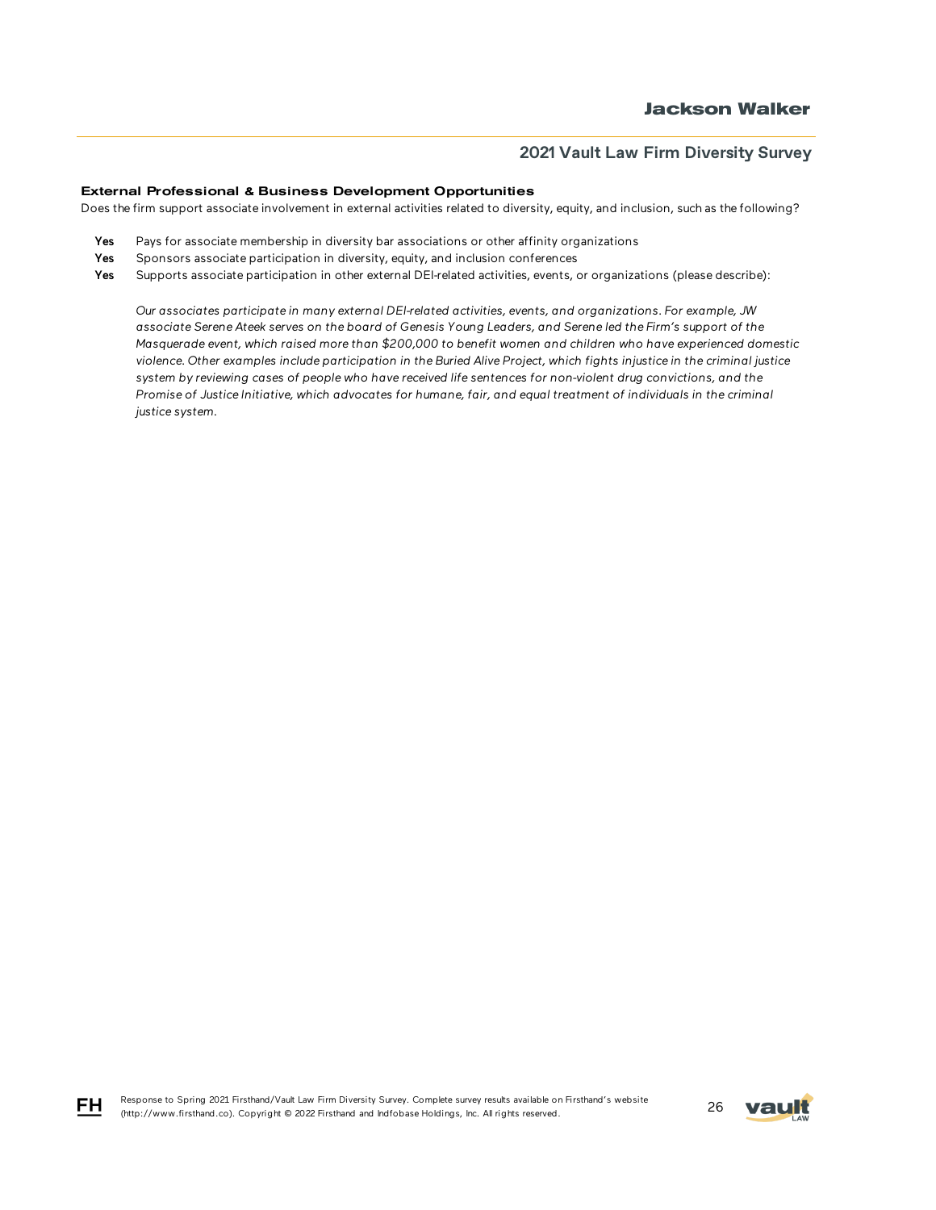### External Professional & Business Development Opportunities

Does the firm support associate involvement in external activities related to diversity, equity, and inclusion, such as the following?

- **Yes** Pays for associate membership in diversity bar associations or other affinity organizations
- **Yes** Sponsors associate participation in diversity, equity, and inclusion conferences
- **Yes** Supports associate participation in other external DEI-related activities, events, or organizations (please describe):

*Our associates participate in many external DEI-related activities, events, and organizations. For example, JW associate Serene Ateek serves on the board of Genesis Young Leaders, and Serene led the Firm's support of the Masquerade event, which raised more than $200,000 to benefit women and children who have experienced domestic violence. Other examples include participation in the Buried Alive Project, which fights injustice in the criminal justice system by reviewing cases of people who have received life sentences for non-violent drug convictions, and the Promise of Justice Initiative, which advocates for humane, fair, and equal treatment of individuals in the criminal justice system.*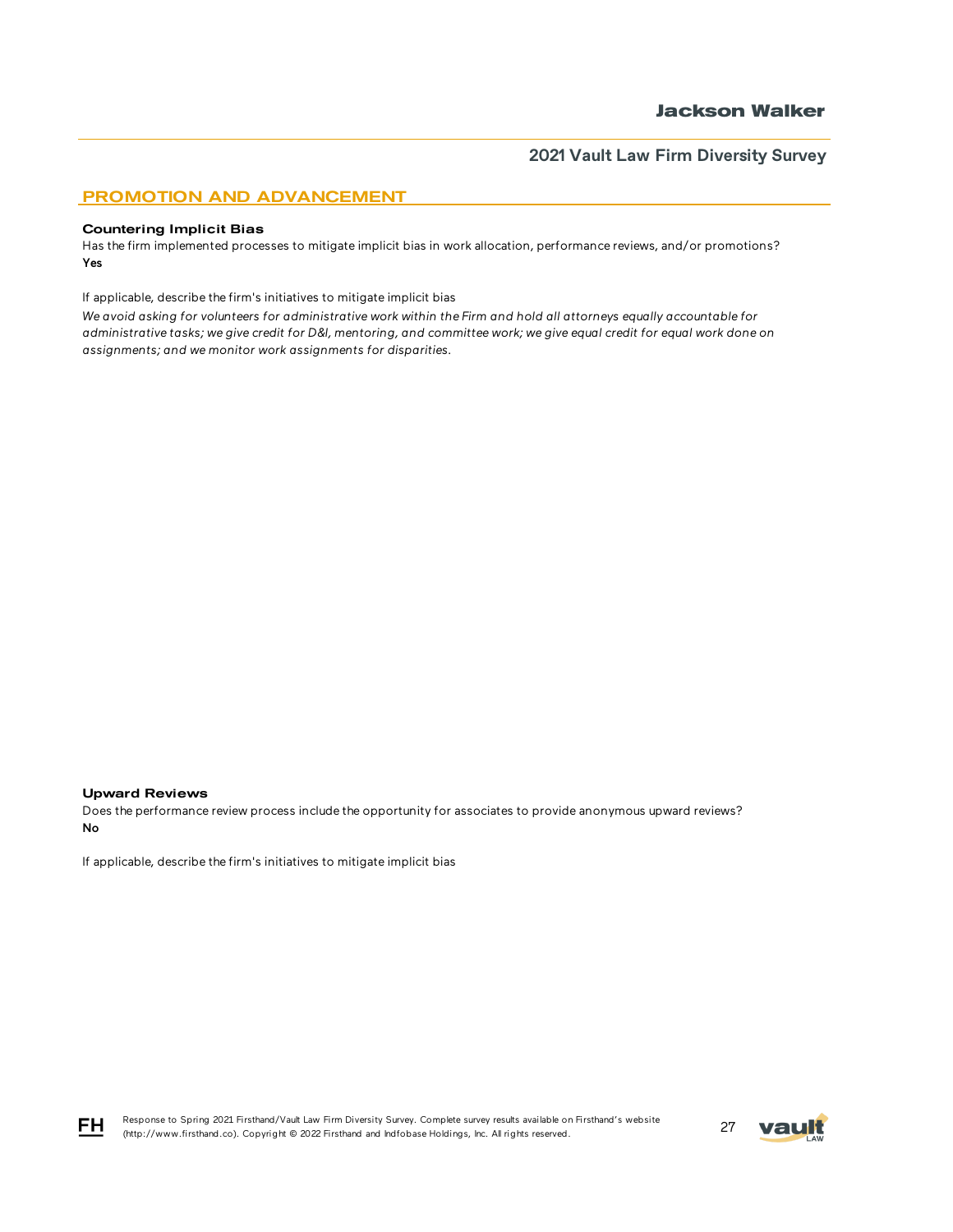## PROMOTION AND ADVANCEMENT

### Countering Implicit Bias

Has the firm implemented processes to mitigate implicit bias in work allocation, performance reviews, and/or promotions?
**Yes**

If applicable, describe the firm's initiatives to mitigate implicit bias

*We avoid asking for volunteers for administrative work within the Firm and hold all attorneys equally accountable for administrative tasks; we give credit for D&I, mentoring, and committee work; we give equal credit for equal work done on assignments; and we monitor work assignments for disparities.*

### Upward Reviews

Does the performance review process include the opportunity for associates to provide anonymous upward reviews?
**No**

If applicable, describe the firm's initiatives to mitigate implicit bias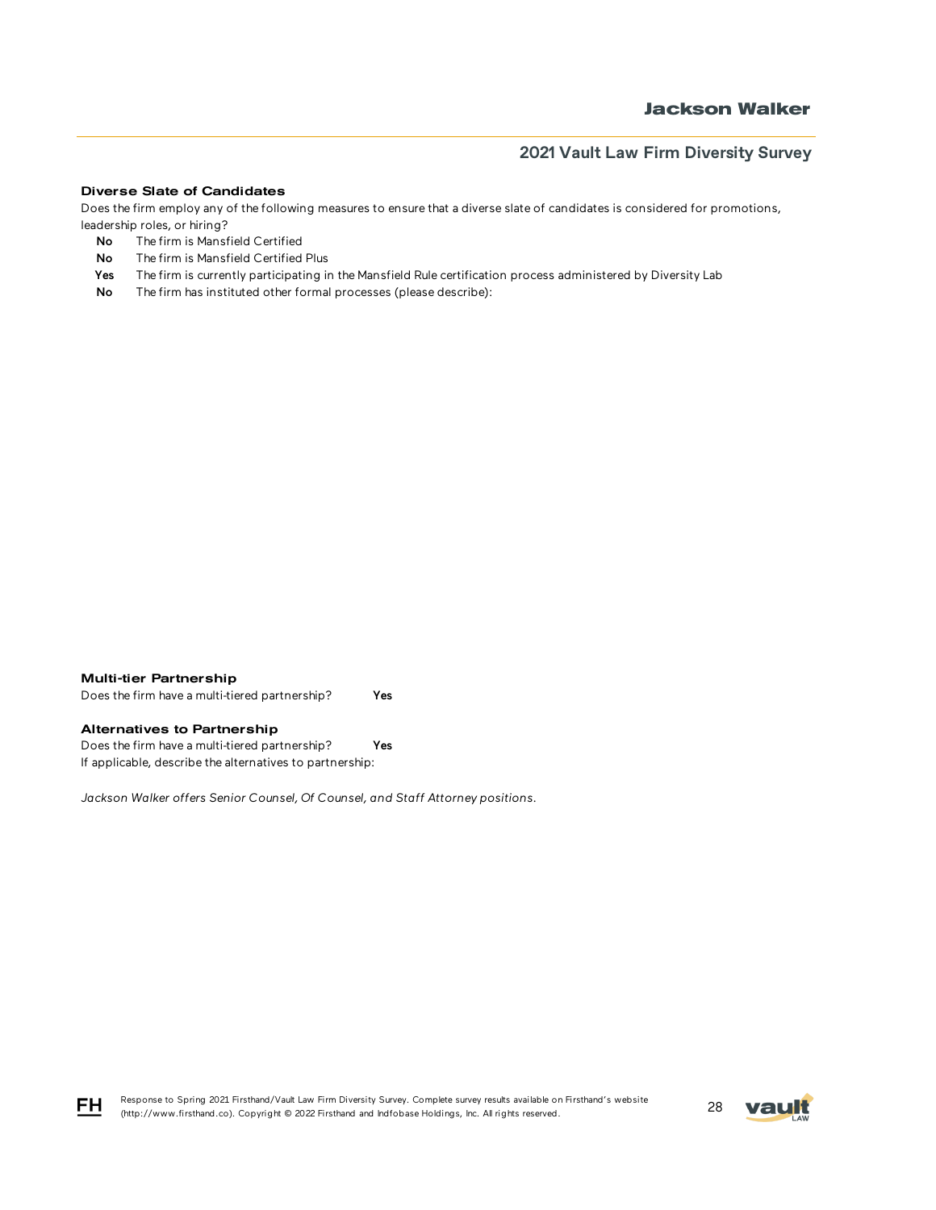### Diverse Slate of Candidates

Does the firm employ any of the following measures to ensure that a diverse slate of candidates is considered for promotions, leadership roles, or hiring?

**No** The firm is Mansfield Certified

**No** The firm is Mansfield Certified Plus

**Yes** The firm is currently participating in the Mansfield Rule certification process administered by Diversity Lab

**No** The firm has instituted other formal processes (please describe):

### Multi-tier Partnership

Does the firm have a multi-tiered partnership? **Yes**

### Alternatives to Partnership

Does the firm have a multi-tiered partnership? **Yes**

If applicable, describe the alternatives to partnership:

*Jackson Walker offers Senior Counsel, Of Counsel, and Staff Attorney positions.*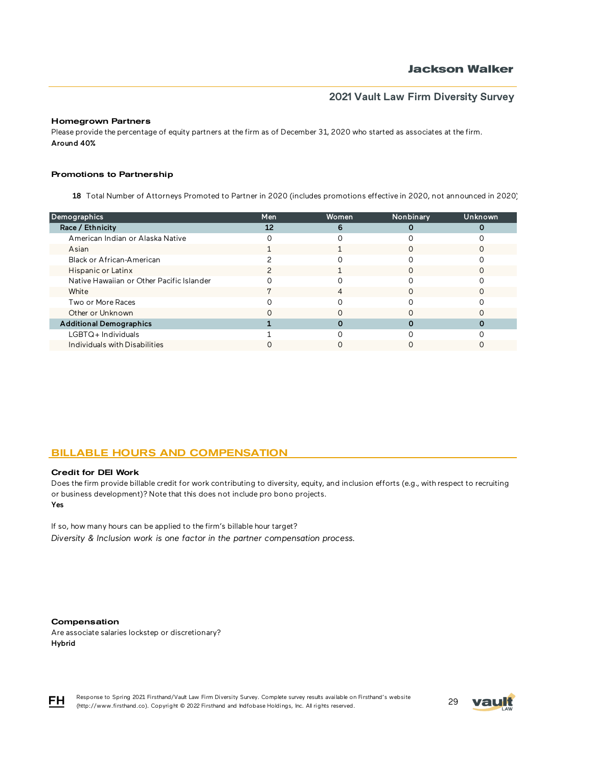### Homegrown Partners

Please provide the percentage of equity partners at the firm as of December 31, 2020 who started as associates at the firm.

**Around 40%**

### Promotions to Partnership

**18** Total Number of Attorneys Promoted to Partner in 2020 (includes promotions effective in 2020, not announced in 2020)

| Demographics | Men | Women | Nonbinary | Unknown |
|---|---|---|---|---|
| **Race / Ethnicity** | **12** | **6** | **0** | **0** |
| American Indian or Alaska Native | 0 | 0 | 0 | 0 |
| Asian | 1 | 1 | 0 | 0 |
| Black or African-American | 2 | 0 | 0 | 0 |
| Hispanic or Latinx | 2 | 1 | 0 | 0 |
| Native Hawaiian or Other Pacific Islander | 0 | 0 | 0 | 0 |
| White | 7 | 4 | 0 | 0 |
| Two or More Races | 0 | 0 | 0 | 0 |
| Other or Unknown | 0 | 0 | 0 | 0 |
| **Additional Demographics** | **1** | **0** | **0** | **0** |
| LGBTQ+ Individuals | 1 | 0 | 0 | 0 |
| Individuals with Disabilities | 0 | 0 | 0 | 0 |

## BILLABLE HOURS AND COMPENSATION

### Credit for DEI Work

Does the firm provide billable credit for work contributing to diversity, equity, and inclusion efforts (e.g., with respect to recruiting or business development)? Note that this does not include pro bono projects.

**Yes**

If so, how many hours can be applied to the firm's billable hour target?

*Diversity & Inclusion work is one factor in the partner compensation process.*

### Compensation

Are associate salaries lockstep or discretionary?

**Hybrid**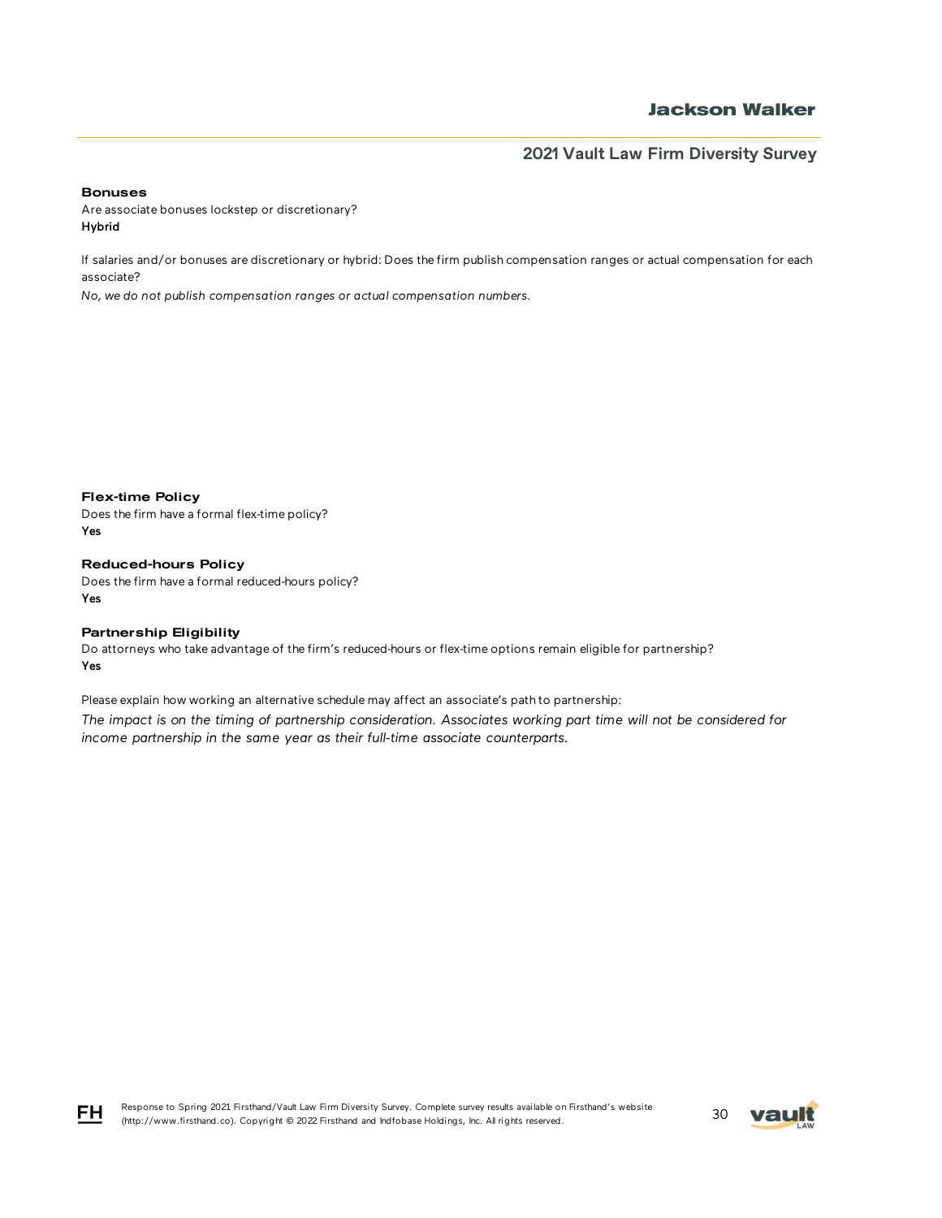### Bonuses

Are associate bonuses lockstep or discretionary?
**Hybrid**

If salaries and/or bonuses are discretionary or hybrid: Does the firm publish compensation ranges or actual compensation for each associate?
*No, we do not publish compensation ranges or actual compensation numbers.*

### Flex-time Policy

Does the firm have a formal flex-time policy?
**Yes**

### Reduced-hours Policy

Does the firm have a formal reduced-hours policy?
**Yes**

### Partnership Eligibility

Do attorneys who take advantage of the firm's reduced-hours or flex-time options remain eligible for partnership?
**Yes**

Please explain how working an alternative schedule may affect an associate's path to partnership:
*The impact is on the timing of partnership consideration. Associates working part time will not be considered for income partnership in the same year as their full-time associate counterparts.*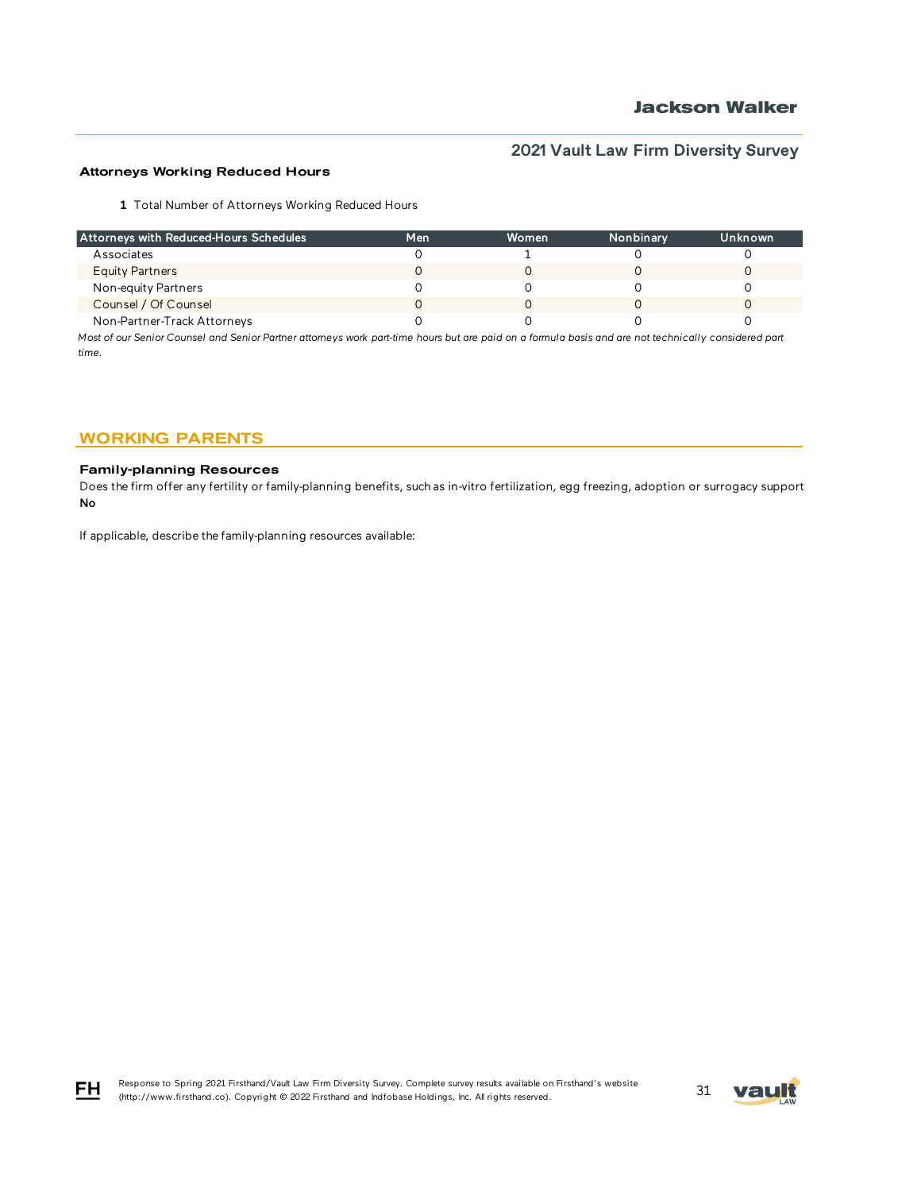### Attorneys Working Reduced Hours

**1** Total Number of Attorneys Working Reduced Hours

| Attorneys with Reduced-Hours Schedules | Men | Women | Nonbinary | Unknown |
|---|---|---|---|---|
| Associates | 0 | 1 | 0 | 0 |
| Equity Partners | 0 | 0 | 0 | 0 |
| Non-equity Partners | 0 | 0 | 0 | 0 |
| Counsel / Of Counsel | 0 | 0 | 0 | 0 |
| Non-Partner-Track Attorneys | 0 | 0 | 0 | 0 |

*Most of our Senior Counsel and Senior Partner attorneys work part-time hours but are paid on a formula basis and are not technically considered part time.*

## WORKING PARENTS

### Family-planning Resources

Does the firm offer any fertility or family-planning benefits, such as in-vitro fertilization, egg freezing, adoption or surrogacy support

**No**

If applicable, describe the family-planning resources available: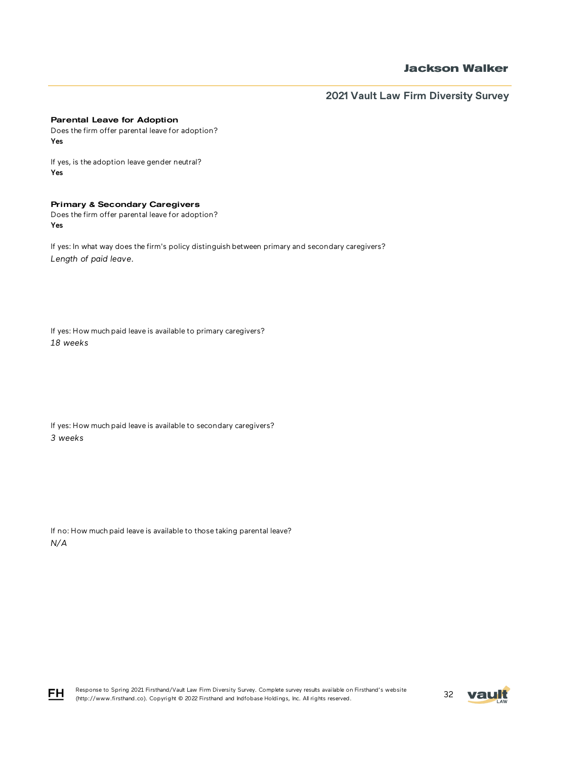### Parental Leave for Adoption

Does the firm offer parental leave for adoption?
**Yes**

If yes, is the adoption leave gender neutral?
**Yes**

### Primary & Secondary Caregivers

Does the firm offer parental leave for adoption?
**Yes**

If yes: In what way does the firm's policy distinguish between primary and secondary caregivers?
*Length of paid leave.*

If yes: How much paid leave is available to primary caregivers?
*18 weeks*

If yes: How much paid leave is available to secondary caregivers?
*3 weeks*

If no: How much paid leave is available to those taking parental leave?
*N/A*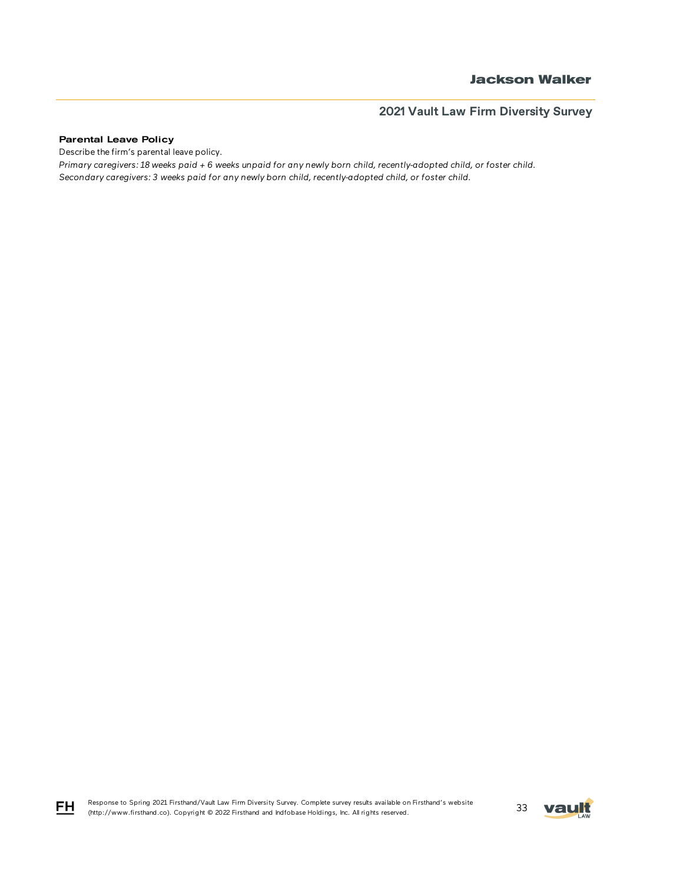### Parental Leave Policy

Describe the firm's parental leave policy.

*Primary caregivers: 18 weeks paid + 6 weeks unpaid for any newly born child, recently-adopted child, or foster child.*

*Secondary caregivers: 3 weeks paid for any newly born child, recently-adopted child, or foster child.*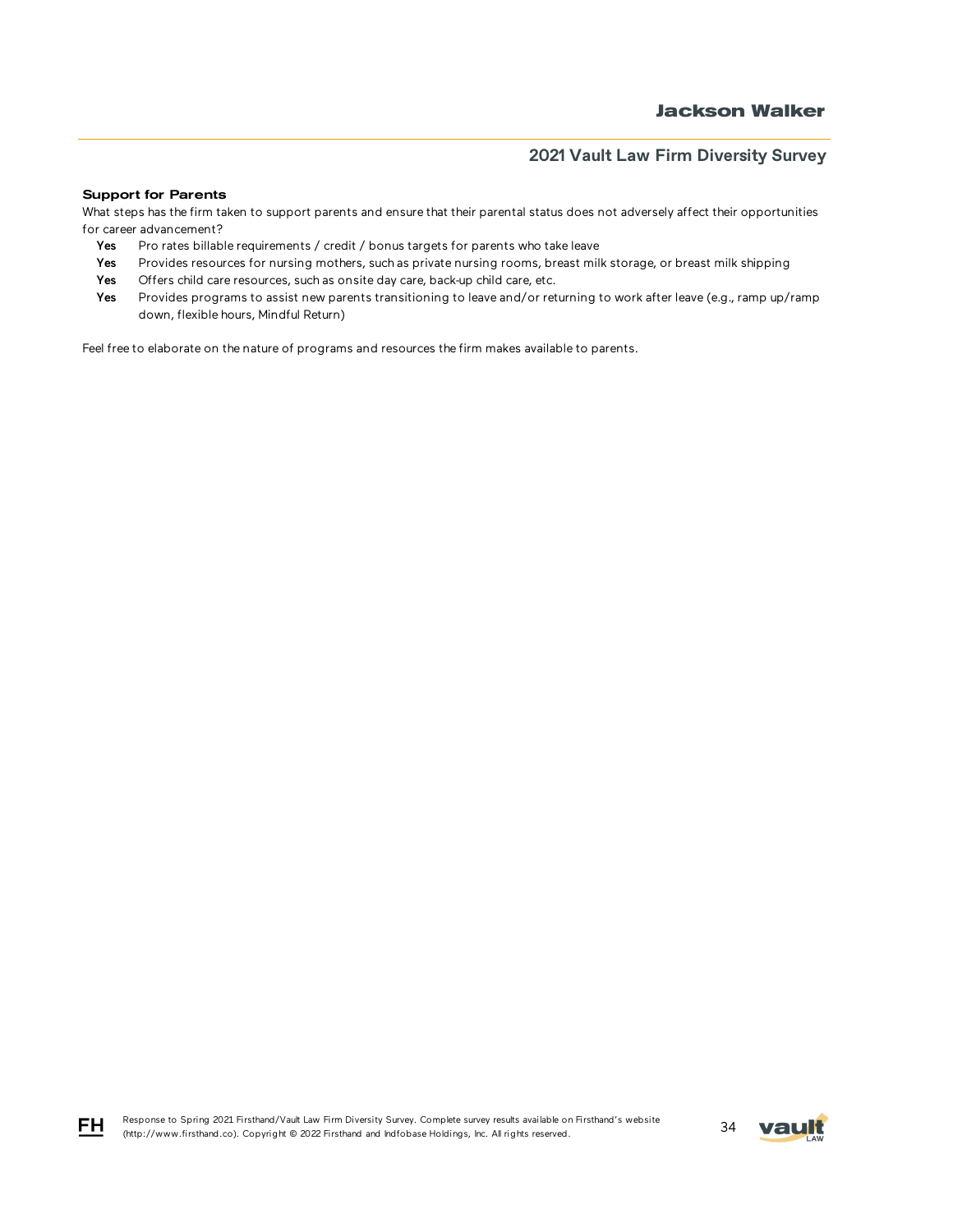#### Support for Parents

What steps has the firm taken to support parents and ensure that their parental status does not adversely affect their opportunities for career advancement?

- **Yes** Pro rates billable requirements / credit / bonus targets for parents who take leave
- **Yes** Provides resources for nursing mothers, such as private nursing rooms, breast milk storage, or breast milk shipping
- **Yes** Offers child care resources, such as onsite day care, back-up child care, etc.
- **Yes** Provides programs to assist new parents transitioning to leave and/or returning to work after leave (e.g., ramp up/ramp down, flexible hours, Mindful Return)

Feel free to elaborate on the nature of programs and resources the firm makes available to parents.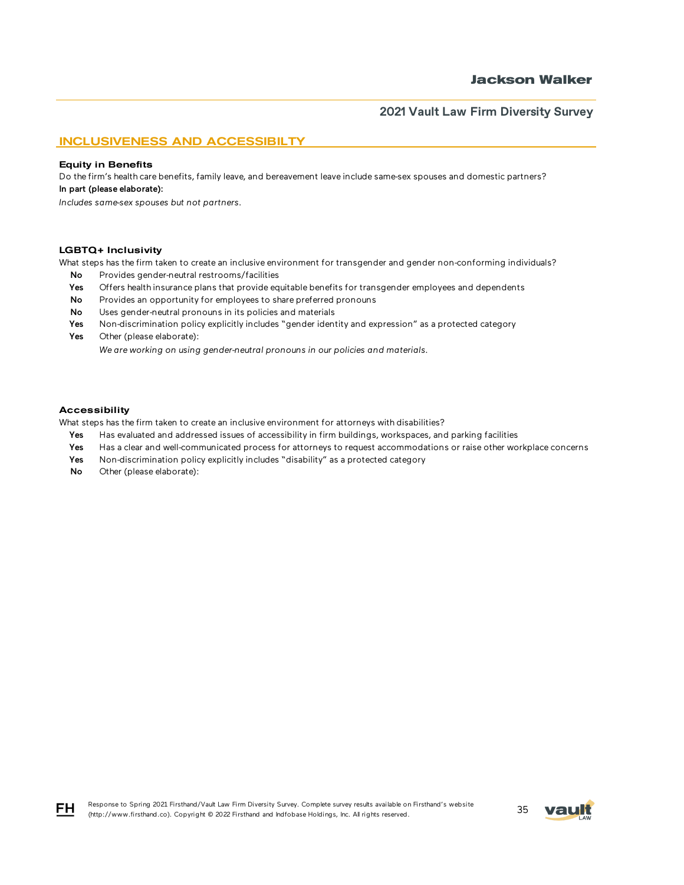## INCLUSIVENESS AND ACCESSIBILTY

### Equity in Benefits

Do the firm's health care benefits, family leave, and bereavement leave include same-sex spouses and domestic partners?

**In part (please elaborate):**

*Includes same-sex spouses but not partners.*

### LGBTQ+ Inclusivity

What steps has the firm taken to create an inclusive environment for transgender and gender non-conforming individuals?

- **No** Provides gender-neutral restrooms/facilities
- **Yes** Offers health insurance plans that provide equitable benefits for transgender employees and dependents
- **No** Provides an opportunity for employees to share preferred pronouns
- **No** Uses gender-neutral pronouns in its policies and materials
- **Yes** Non-discrimination policy explicitly includes "gender identity and expression" as a protected category
- **Yes** Other (please elaborate):

  *We are working on using gender-neutral pronouns in our policies and materials.*

### Accessibility

What steps has the firm taken to create an inclusive environment for attorneys with disabilities?

- **Yes** Has evaluated and addressed issues of accessibility in firm buildings, workspaces, and parking facilities
- **Yes** Has a clear and well-communicated process for attorneys to request accommodations or raise other workplace concerns
- **Yes** Non-discrimination policy explicitly includes "disability" as a protected category
- **No** Other (please elaborate):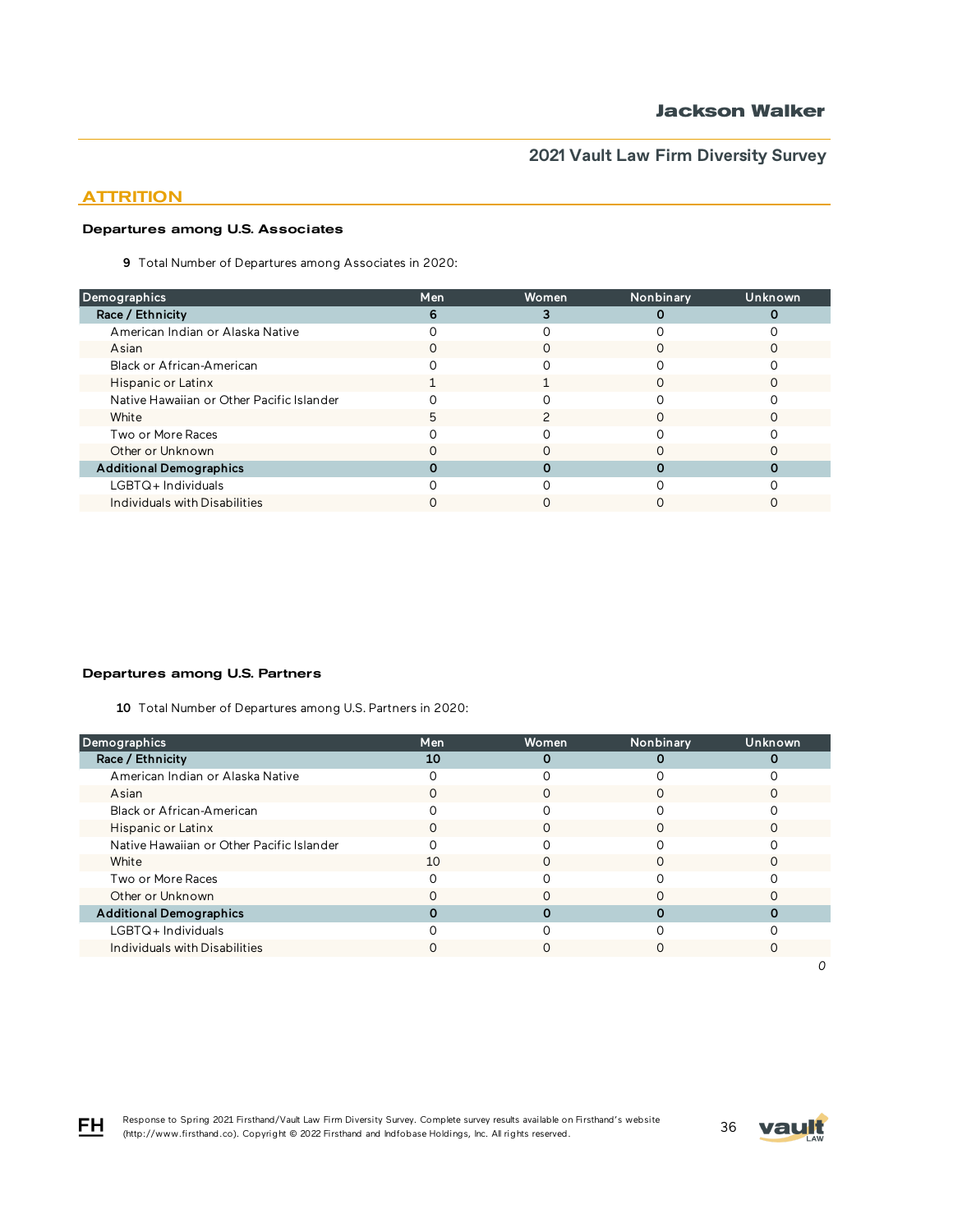## ATTRITION

### Departures among U.S. Associates

**9** Total Number of Departures among Associates in 2020:

| Demographics | Men | Women | Nonbinary | Unknown |
|---|---|---|---|---|
| **Race / Ethnicity** | **6** | **3** | **0** | **0** |
| American Indian or Alaska Native | 0 | 0 | 0 | 0 |
| Asian | 0 | 0 | 0 | 0 |
| Black or African-American | 0 | 0 | 0 | 0 |
| Hispanic or Latinx | 1 | 1 | 0 | 0 |
| Native Hawaiian or Other Pacific Islander | 0 | 0 | 0 | 0 |
| White | 5 | 2 | 0 | 0 |
| Two or More Races | 0 | 0 | 0 | 0 |
| Other or Unknown | 0 | 0 | 0 | 0 |
| **Additional Demographics** | **0** | **0** | **0** | **0** |
| LGBTQ+ Individuals | 0 | 0 | 0 | 0 |
| Individuals with Disabilities | 0 | 0 | 0 | 0 |

### Departures among U.S. Partners

**10** Total Number of Departures among U.S. Partners in 2020:

| Demographics | Men | Women | Nonbinary | Unknown |
|---|---|---|---|---|
| **Race / Ethnicity** | **10** | **0** | **0** | **0** |
| American Indian or Alaska Native | 0 | 0 | 0 | 0 |
| Asian | 0 | 0 | 0 | 0 |
| Black or African-American | 0 | 0 | 0 | 0 |
| Hispanic or Latinx | 0 | 0 | 0 | 0 |
| Native Hawaiian or Other Pacific Islander | 0 | 0 | 0 | 0 |
| White | 10 | 0 | 0 | 0 |
| Two or More Races | 0 | 0 | 0 | 0 |
| Other or Unknown | 0 | 0 | 0 | 0 |
| **Additional Demographics** | **0** | **0** | **0** | **0** |
| LGBTQ+ Individuals | 0 | 0 | 0 | 0 |
| Individuals with Disabilities | 0 | 0 | 0 | 0 |

*0*

Response to Spring 2021 Firsthand/Vault Law Firm Diversity Survey. Complete survey results available on Firsthand's website (http://www.firsthand.co). Copyright © 2022 Firsthand and Indfobase Holdings, Inc. All rights reserved.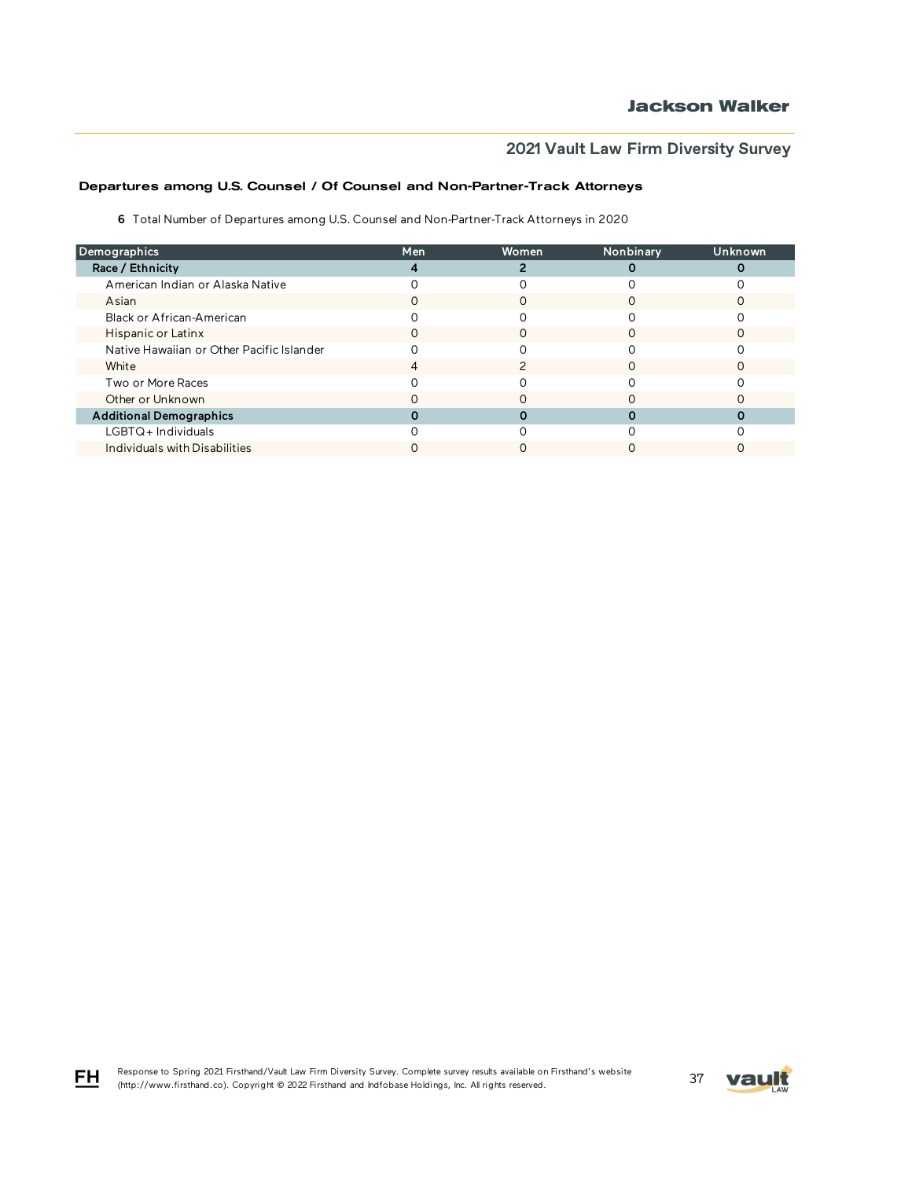## Departures among U.S. Counsel / Of Counsel and Non-Partner-Track Attorneys

**6** Total Number of Departures among U.S. Counsel and Non-Partner-Track Attorneys in 2020

| Demographics | Men | Women | Nonbinary | Unknown |
|---|---|---|---|---|
| **Race / Ethnicity** | **4** | **2** | **0** | **0** |
| American Indian or Alaska Native | 0 | 0 | 0 | 0 |
| Asian | 0 | 0 | 0 | 0 |
| Black or African-American | 0 | 0 | 0 | 0 |
| Hispanic or Latinx | 0 | 0 | 0 | 0 |
| Native Hawaiian or Other Pacific Islander | 0 | 0 | 0 | 0 |
| White | 4 | 2 | 0 | 0 |
| Two or More Races | 0 | 0 | 0 | 0 |
| Other or Unknown | 0 | 0 | 0 | 0 |
| **Additional Demographics** | **0** | **0** | **0** | **0** |
| LGBTQ+ Individuals | 0 | 0 | 0 | 0 |
| Individuals with Disabilities | 0 | 0 | 0 | 0 |

Response to Spring 2021 Firsthand/Vault Law Firm Diversity Survey. Complete survey results available on Firsthand's website (http://www.firsthand.co). Copyright © 2022 Firsthand and Indfobase Holdings, Inc. All rights reserved.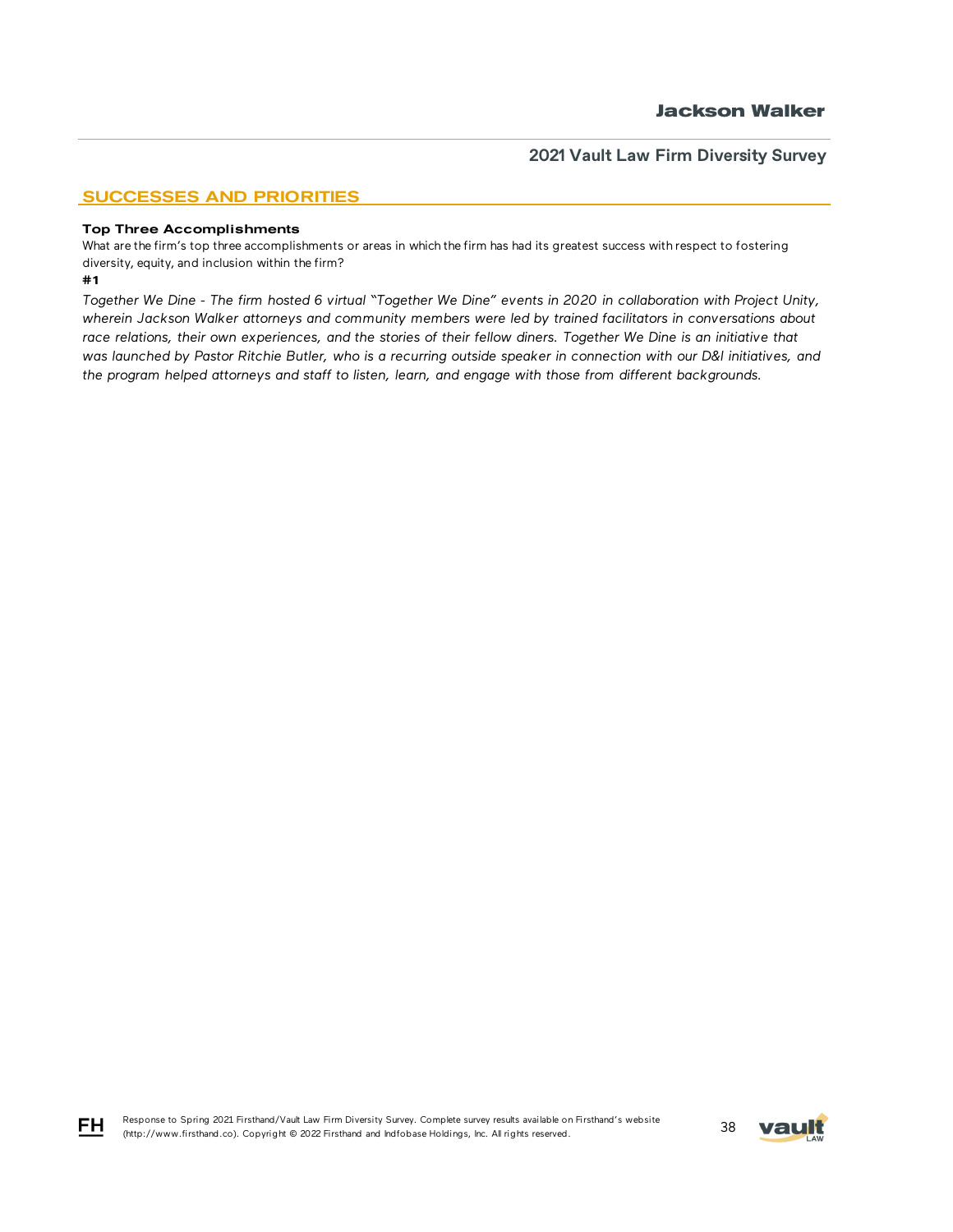## SUCCESSES AND PRIORITIES

**Top Three Accomplishments**

What are the firm's top three accomplishments or areas in which the firm has had its greatest success with respect to fostering diversity, equity, and inclusion within the firm?

**#1**

*Together We Dine - The firm hosted 6 virtual "Together We Dine" events in 2020 in collaboration with Project Unity, wherein Jackson Walker attorneys and community members were led by trained facilitators in conversations about race relations, their own experiences, and the stories of their fellow diners. Together We Dine is an initiative that was launched by Pastor Ritchie Butler, who is a recurring outside speaker in connection with our D&I initiatives, and the program helped attorneys and staff to listen, learn, and engage with those from different backgrounds.*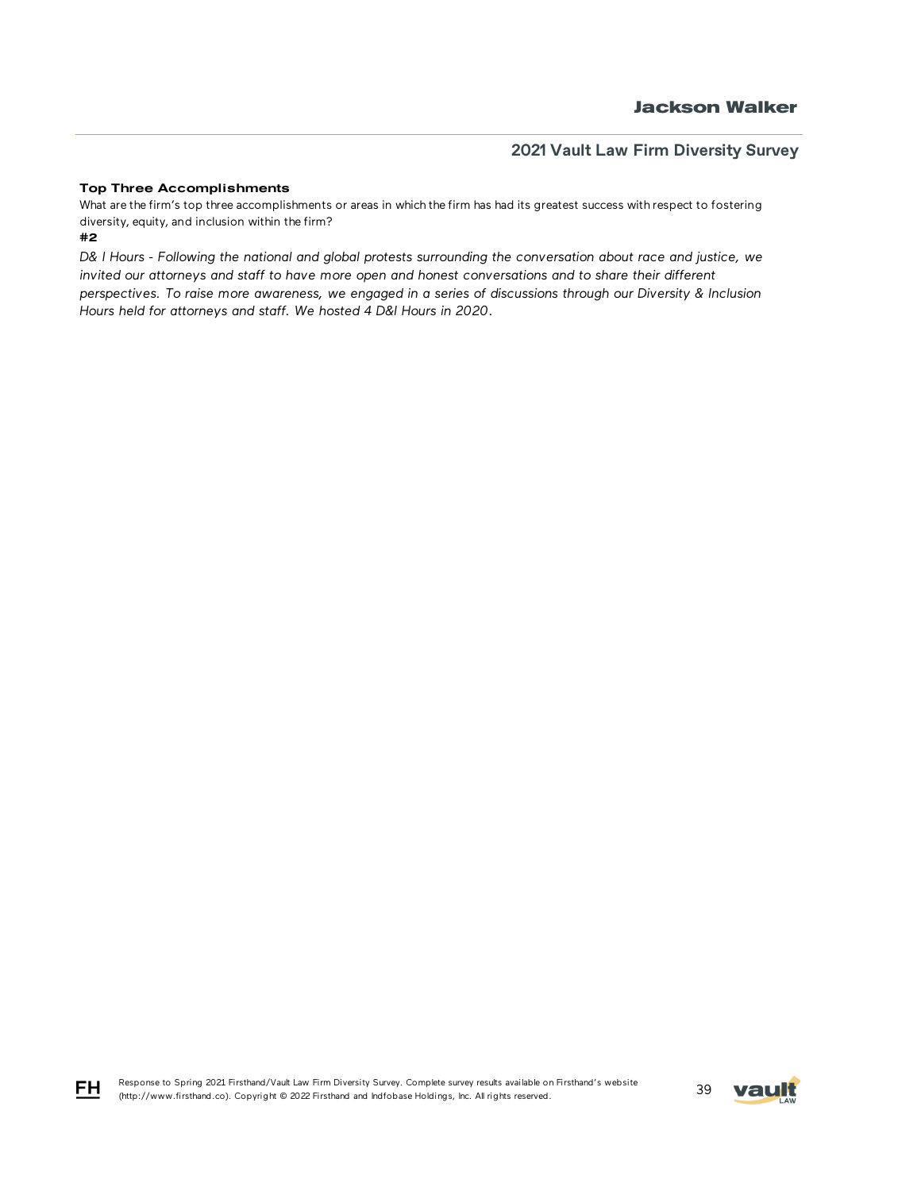**Top Three Accomplishments**

What are the firm's top three accomplishments or areas in which the firm has had its greatest success with respect to fostering diversity, equity, and inclusion within the firm?

**#2**

*D& I Hours - Following the national and global protests surrounding the conversation about race and justice, we invited our attorneys and staff to have more open and honest conversations and to share their different perspectives. To raise more awareness, we engaged in a series of discussions through our Diversity & Inclusion Hours held for attorneys and staff. We hosted 4 D&I Hours in 2020.*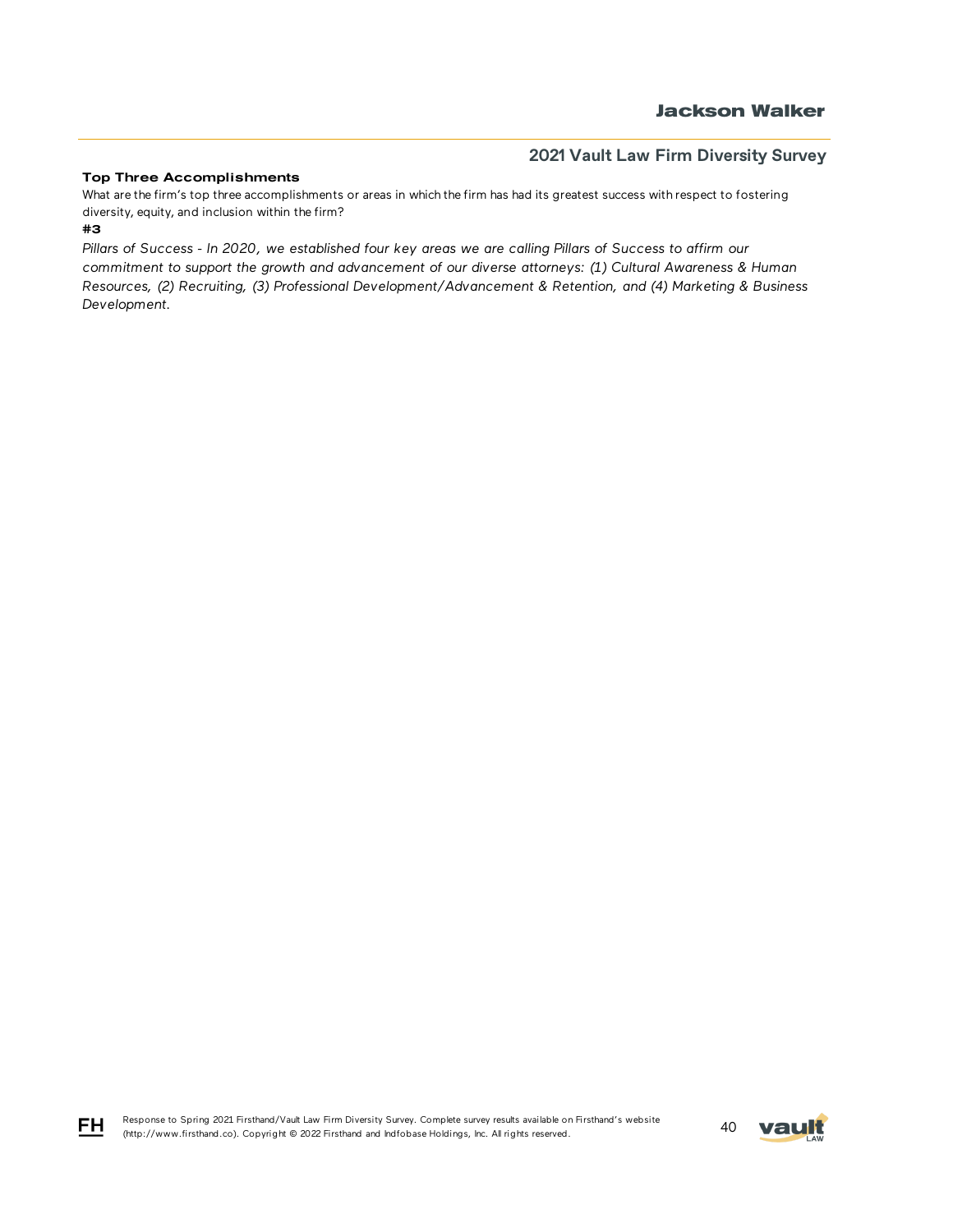### Top Three Accomplishments

What are the firm's top three accomplishments or areas in which the firm has had its greatest success with respect to fostering diversity, equity, and inclusion within the firm?

**#3**

*Pillars of Success - In 2020, we established four key areas we are calling Pillars of Success to affirm our commitment to support the growth and advancement of our diverse attorneys: (1) Cultural Awareness & Human Resources, (2) Recruiting, (3) Professional Development/Advancement & Retention, and (4) Marketing & Business Development.*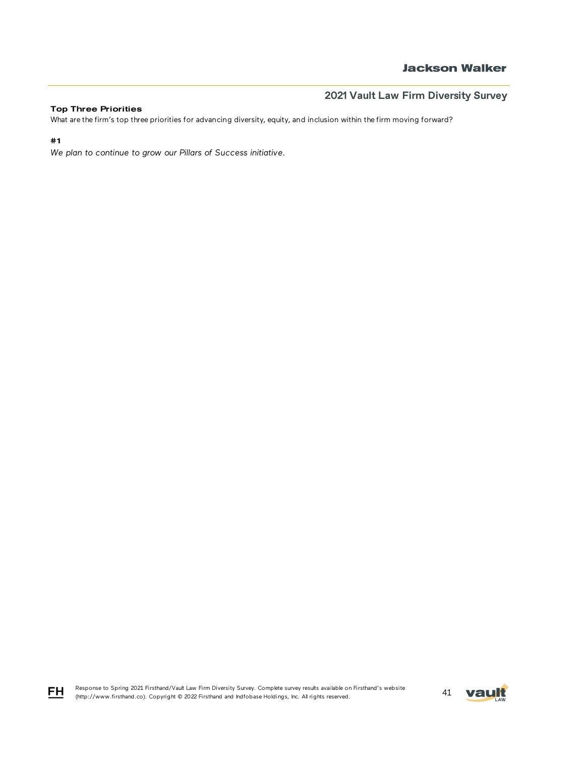**Top Three Priorities**

What are the firm's top three priorities for advancing diversity, equity, and inclusion within the firm moving forward?

**#1**

*We plan to continue to grow our Pillars of Success initiative.*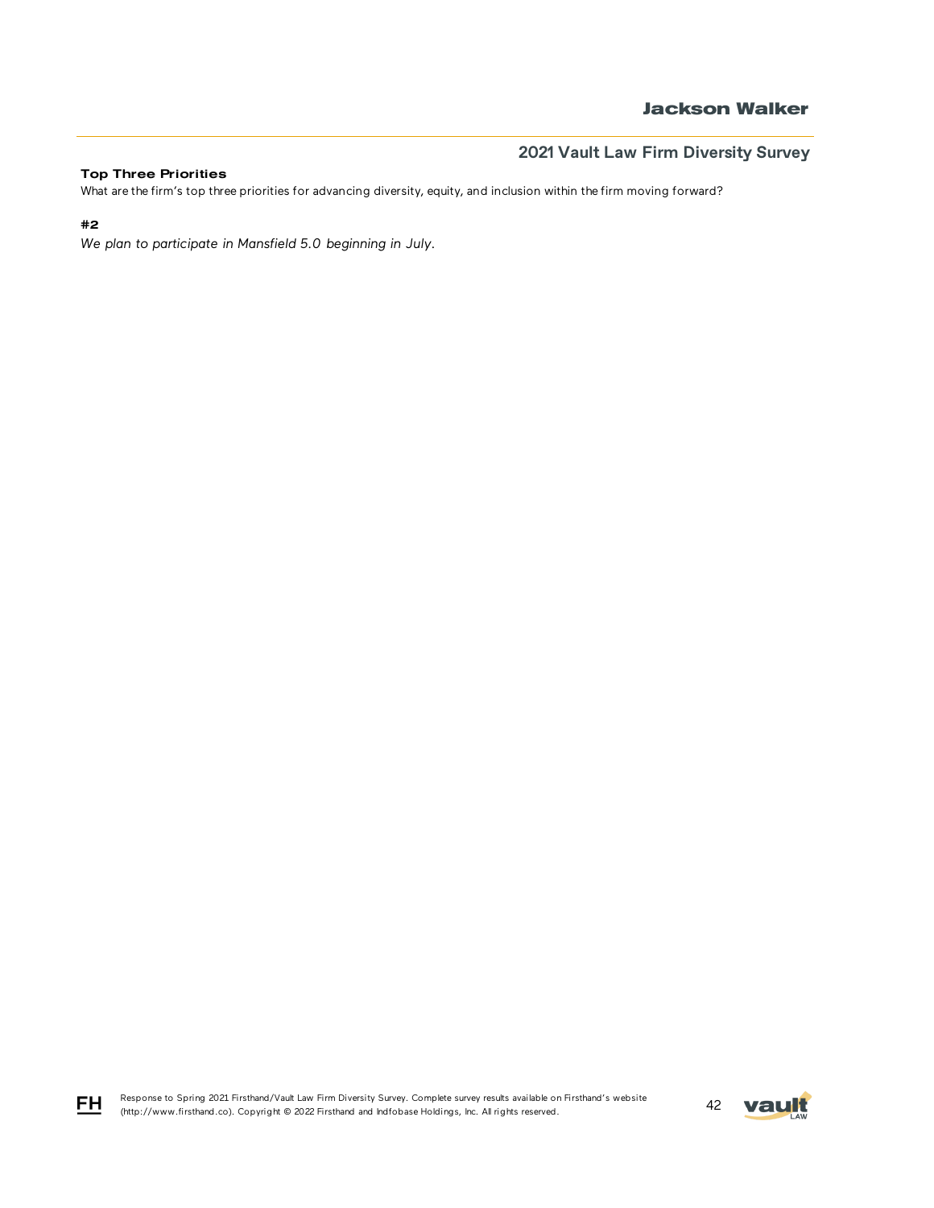**Top Three Priorities**

What are the firm's top three priorities for advancing diversity, equity, and inclusion within the firm moving forward?

**#2**

*We plan to participate in Mansfield 5.0 beginning in July.*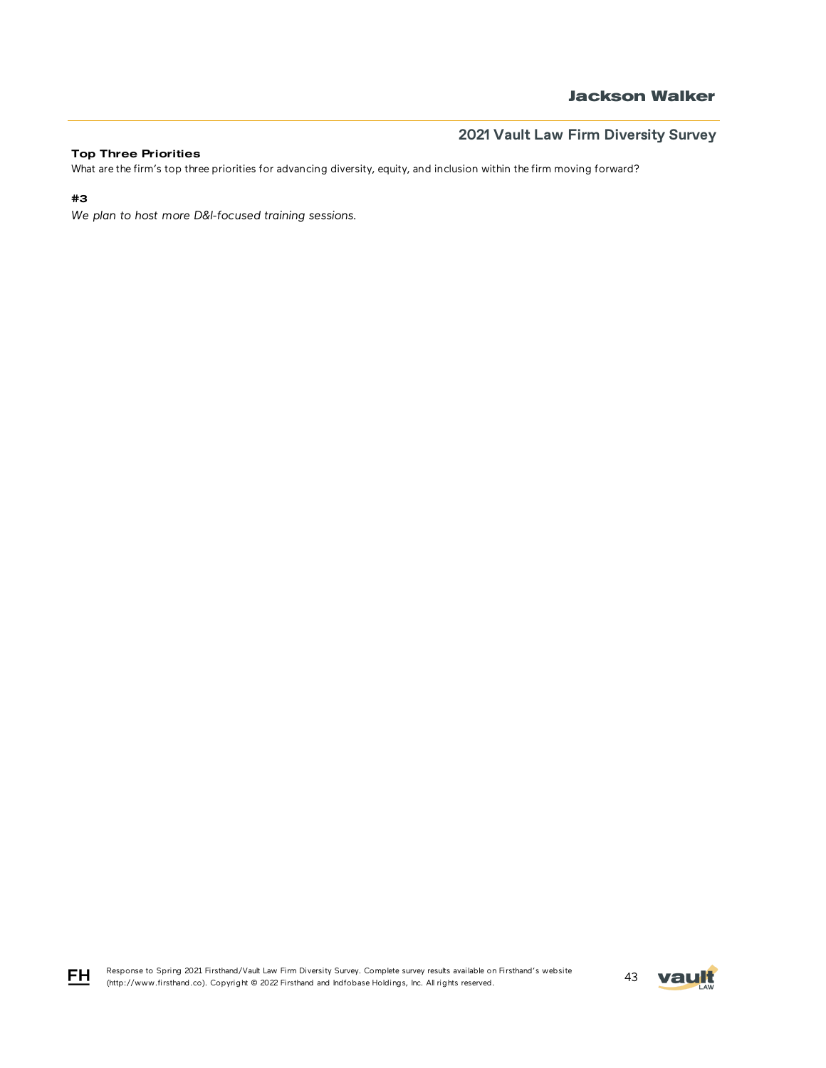**Top Three Priorities**

What are the firm's top three priorities for advancing diversity, equity, and inclusion within the firm moving forward?

**#3**

*We plan to host more D&I-focused training sessions.*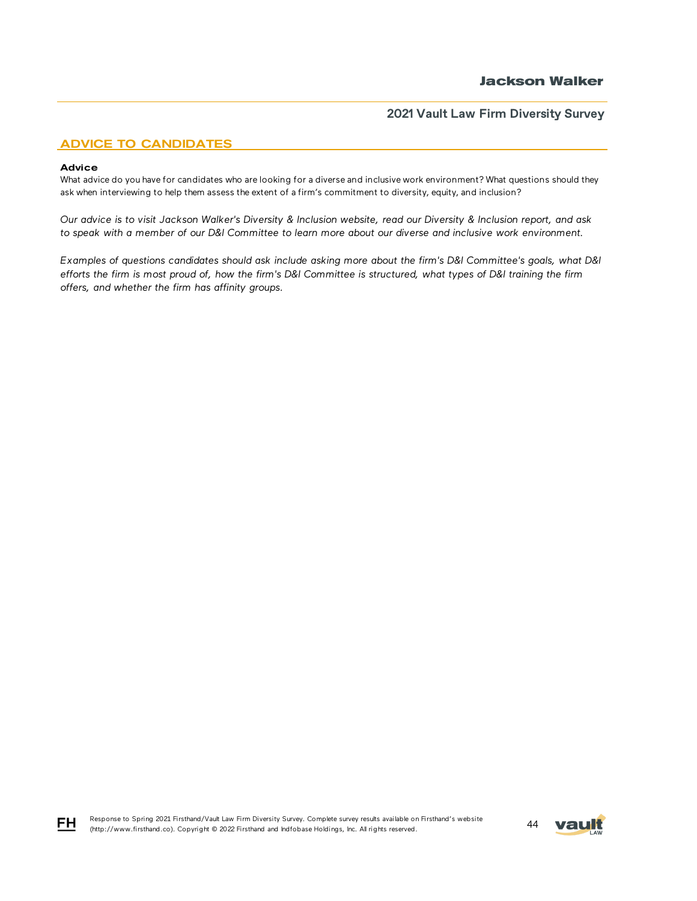## ADVICE TO CANDIDATES

**Advice**

What advice do you have for candidates who are looking for a diverse and inclusive work environment? What questions should they ask when interviewing to help them assess the extent of a firm's commitment to diversity, equity, and inclusion?

*Our advice is to visit Jackson Walker's Diversity & Inclusion website, read our Diversity & Inclusion report, and ask to speak with a member of our D&I Committee to learn more about our diverse and inclusive work environment.*

*Examples of questions candidates should ask include asking more about the firm's D&I Committee's goals, what D&I efforts the firm is most proud of, how the firm's D&I Committee is structured, what types of D&I training the firm offers, and whether the firm has affinity groups.*